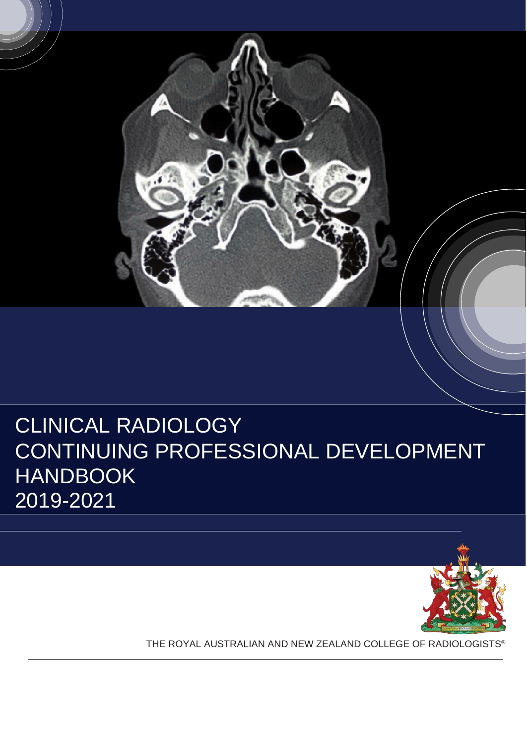# CLINICAL RADIOLOGY CONTINUING PROFESSIONAL DEVELOPMENT HANDBOOK 2019-2021

THE ROYAL AUSTRALIAN AND NEW ZEALAND COLLEGE OF RADIOLOGISTS®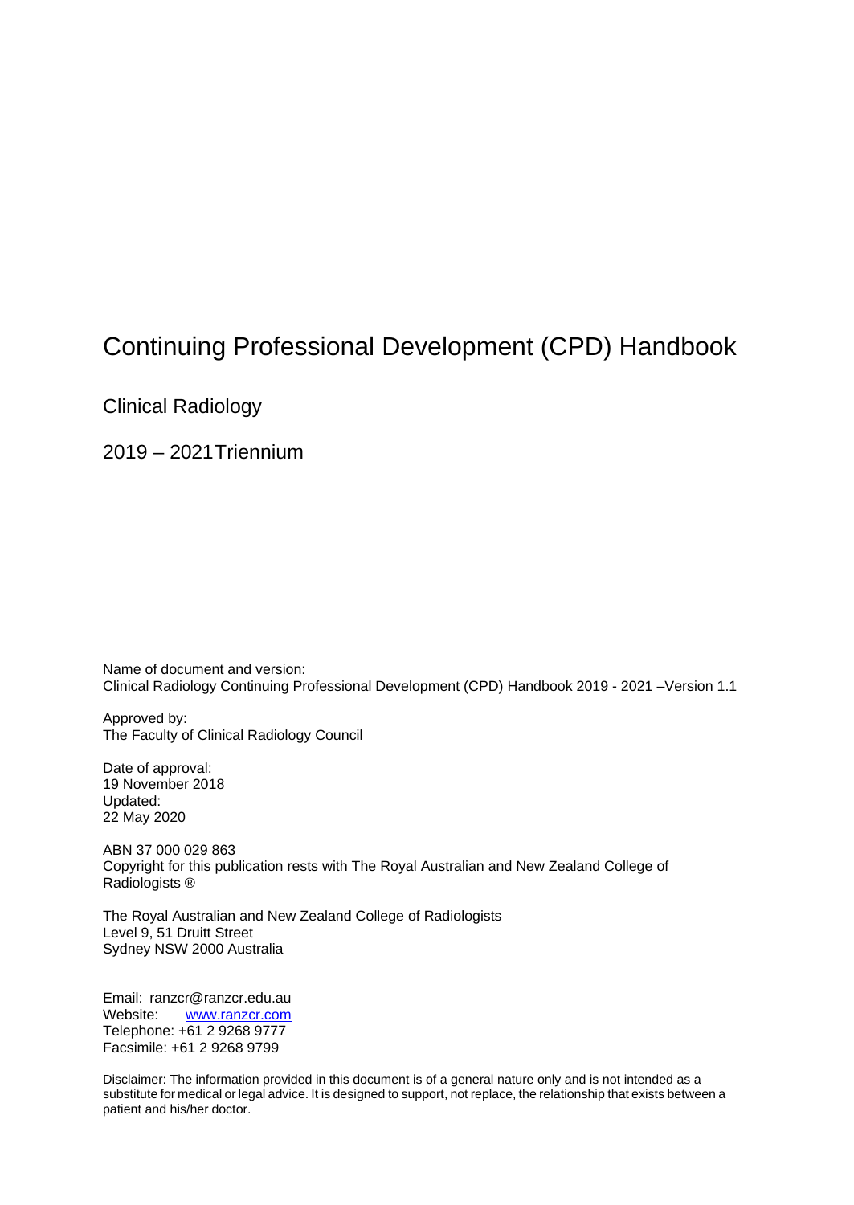# Continuing Professional Development (CPD) Handbook

## Clinical Radiology

## 2019 – 2021 Triennium

Name of document and version:
Clinical Radiology Continuing Professional Development (CPD) Handbook 2019 - 2021 –Version 1.1

Approved by:
The Faculty of Clinical Radiology Council

Date of approval:
19 November 2018
Updated:
22 May 2020

ABN 37 000 029 863
Copyright for this publication rests with The Royal Australian and New Zealand College of Radiologists ®

The Royal Australian and New Zealand College of Radiologists
Level 9, 51 Druitt Street
Sydney NSW 2000 Australia

Email: ranzcr@ranzcr.edu.au
Website: www.ranzcr.com
Telephone: +61 2 9268 9777
Facsimile: +61 2 9268 9799

Disclaimer: The information provided in this document is of a general nature only and is not intended as a substitute for medical or legal advice. It is designed to support, not replace, the relationship that exists between a patient and his/her doctor.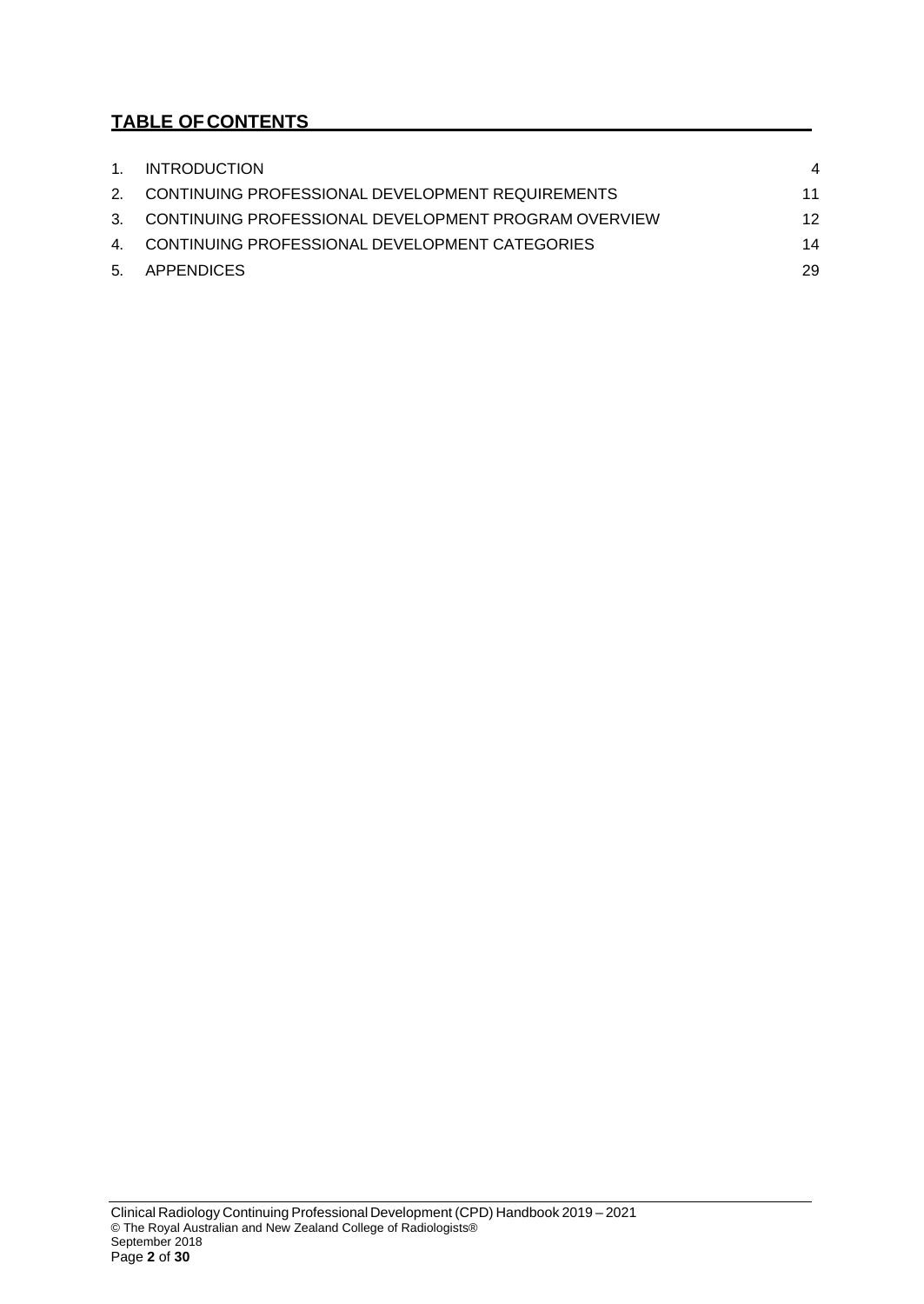## TABLE OF CONTENTS

| | | |
|---|---|---|
| 1. | INTRODUCTION | 4 |
| 2. | CONTINUING PROFESSIONAL DEVELOPMENT REQUIREMENTS | 11 |
| 3. | CONTINUING PROFESSIONAL DEVELOPMENT PROGRAM OVERVIEW | 12 |
| 4. | CONTINUING PROFESSIONAL DEVELOPMENT CATEGORIES | 14 |
| 5. | APPENDICES | 29 |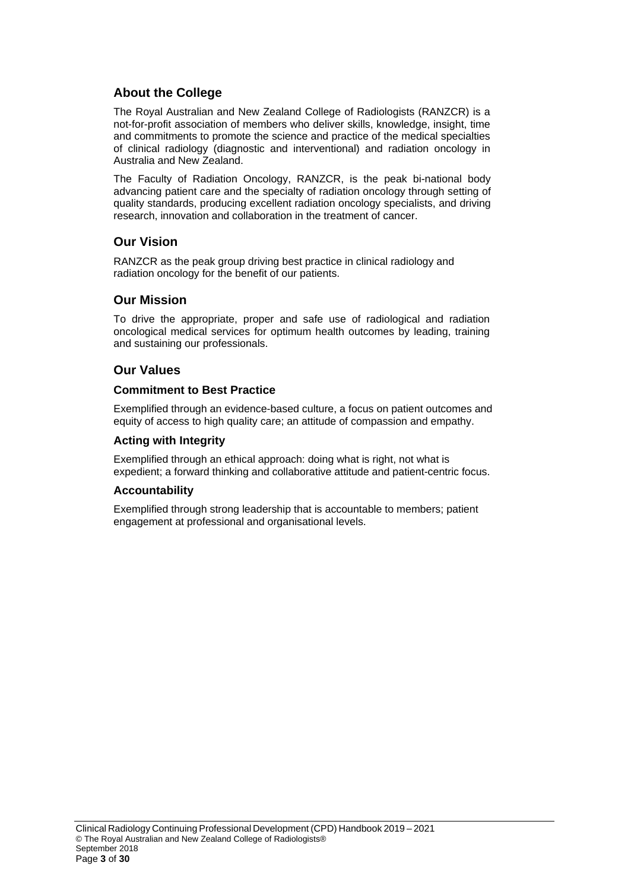## About the College

The Royal Australian and New Zealand College of Radiologists (RANZCR) is a not-for-profit association of members who deliver skills, knowledge, insight, time and commitments to promote the science and practice of the medical specialties of clinical radiology (diagnostic and interventional) and radiation oncology in Australia and New Zealand.

The Faculty of Radiation Oncology, RANZCR, is the peak bi-national body advancing patient care and the specialty of radiation oncology through setting of quality standards, producing excellent radiation oncology specialists, and driving research, innovation and collaboration in the treatment of cancer.

## Our Vision

RANZCR as the peak group driving best practice in clinical radiology and radiation oncology for the benefit of our patients.

## Our Mission

To drive the appropriate, proper and safe use of radiological and radiation oncological medical services for optimum health outcomes by leading, training and sustaining our professionals.

## Our Values

### Commitment to Best Practice

Exemplified through an evidence-based culture, a focus on patient outcomes and equity of access to high quality care; an attitude of compassion and empathy.

### Acting with Integrity

Exemplified through an ethical approach: doing what is right, not what is expedient; a forward thinking and collaborative attitude and patient-centric focus.

### Accountability

Exemplified through strong leadership that is accountable to members; patient engagement at professional and organisational levels.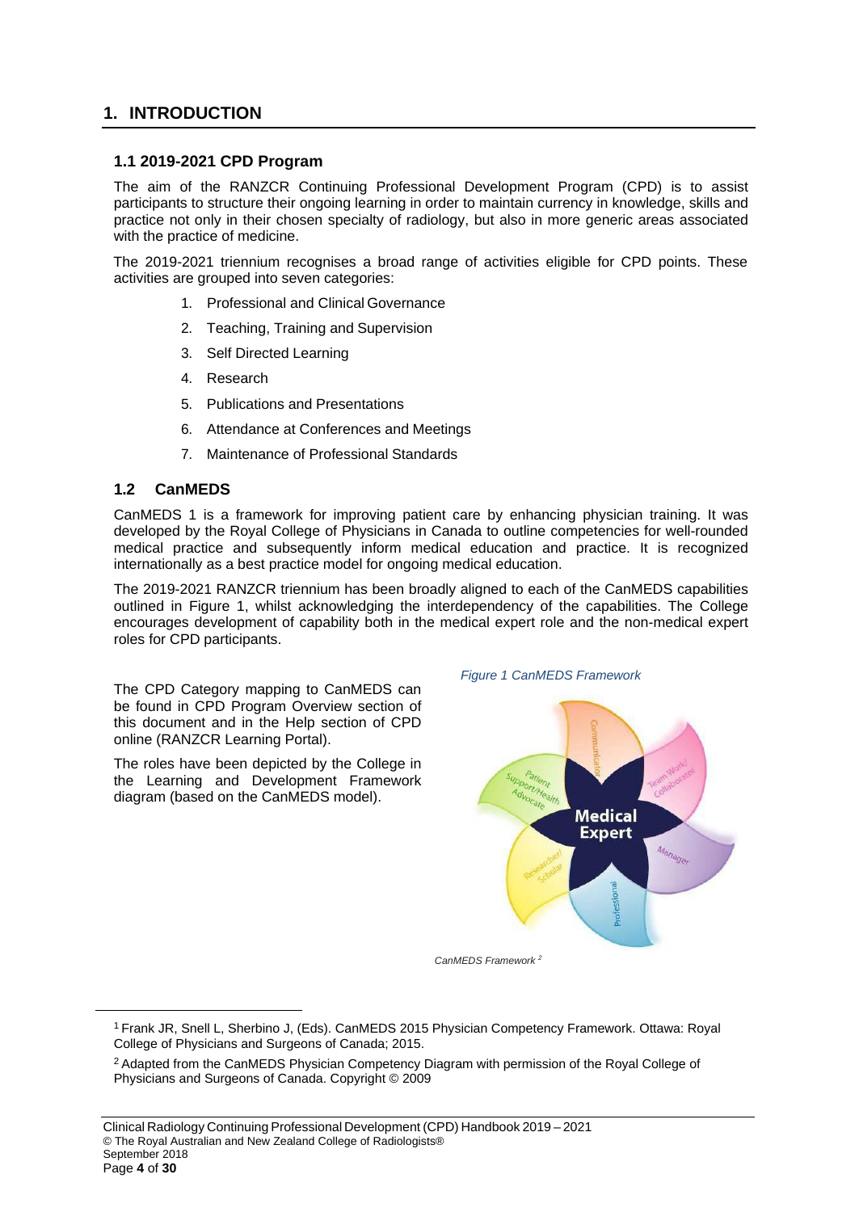# 1. INTRODUCTION

## 1.1 2019-2021 CPD Program

The aim of the RANZCR Continuing Professional Development Program (CPD) is to assist participants to structure their ongoing learning in order to maintain currency in knowledge, skills and practice not only in their chosen specialty of radiology, but also in more generic areas associated with the practice of medicine.

The 2019-2021 triennium recognises a broad range of activities eligible for CPD points. These activities are grouped into seven categories:

1. Professional and Clinical Governance
2. Teaching, Training and Supervision
3. Self Directed Learning
4. Research
5. Publications and Presentations
6. Attendance at Conferences and Meetings
7. Maintenance of Professional Standards

## 1.2 CanMEDS

CanMEDS 1 is a framework for improving patient care by enhancing physician training. It was developed by the Royal College of Physicians in Canada to outline competencies for well-rounded medical practice and subsequently inform medical education and practice. It is recognized internationally as a best practice model for ongoing medical education.

The 2019-2021 RANZCR triennium has been broadly aligned to each of the CanMEDS capabilities outlined in Figure 1, whilst acknowledging the interdependency of the capabilities. The College encourages development of capability both in the medical expert role and the non-medical expert roles for CPD participants.

The CPD Category mapping to CanMEDS can be found in CPD Program Overview section of this document and in the Help section of CPD online (RANZCR Learning Portal).

The roles have been depicted by the College in the Learning and Development Framework diagram (based on the CanMEDS model).

*Figure 1 CanMEDS Framework*

*CanMEDS Framework [2]*

---

[1] Frank JR, Snell L, Sherbino J, (Eds). CanMEDS 2015 Physician Competency Framework. Ottawa: Royal College of Physicians and Surgeons of Canada; 2015.

[2] Adapted from the CanMEDS Physician Competency Diagram with permission of the Royal College of Physicians and Surgeons of Canada. Copyright © 2009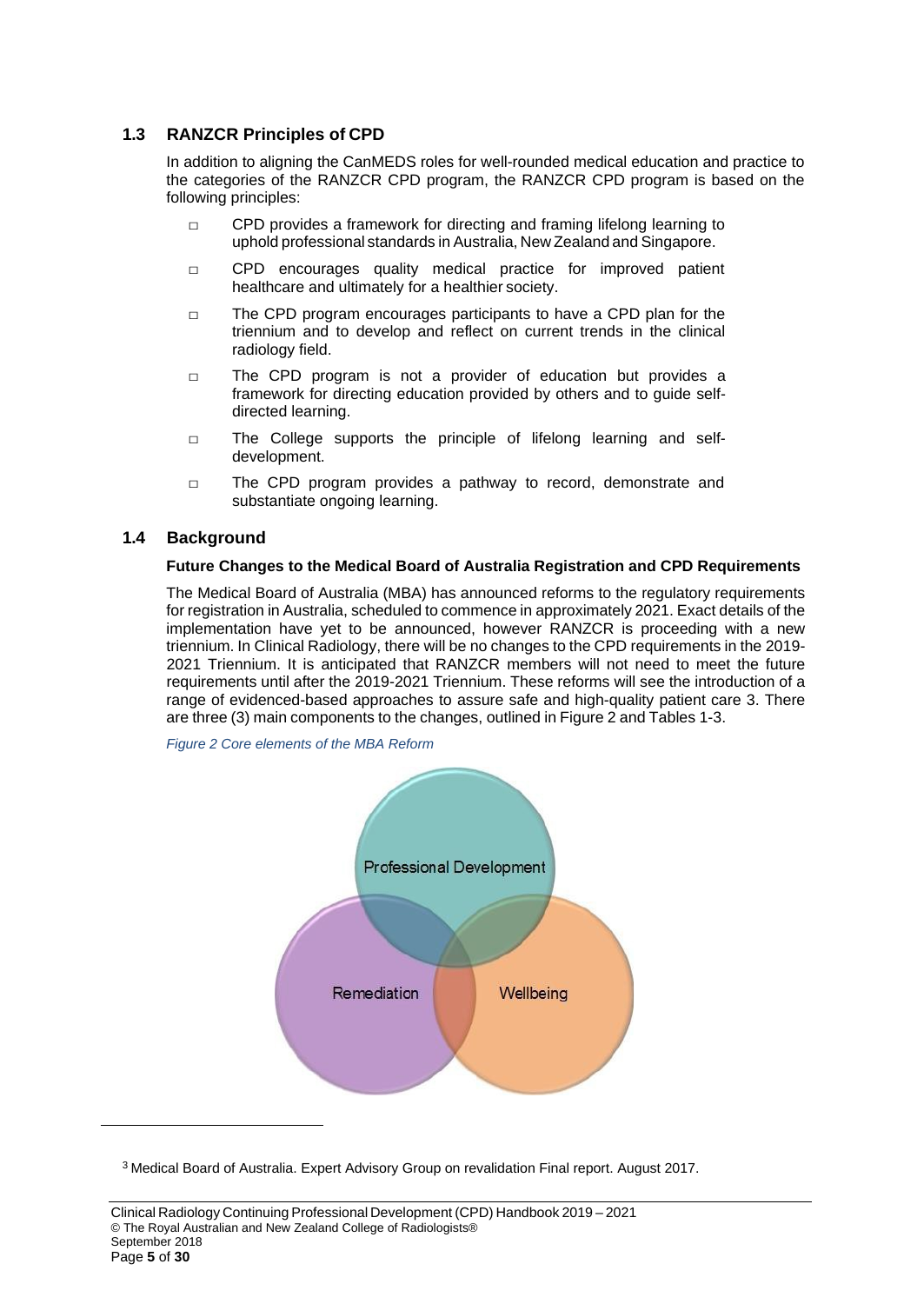## 1.3 RANZCR Principles of CPD

In addition to aligning the CanMEDS roles for well-rounded medical education and practice to the categories of the RANZCR CPD program, the RANZCR CPD program is based on the following principles:

- CPD provides a framework for directing and framing lifelong learning to uphold professional standards in Australia, New Zealand and Singapore.
- CPD encourages quality medical practice for improved patient healthcare and ultimately for a healthier society.
- The CPD program encourages participants to have a CPD plan for the triennium and to develop and reflect on current trends in the clinical radiology field.
- The CPD program is not a provider of education but provides a framework for directing education provided by others and to guide self-directed learning.
- The College supports the principle of lifelong learning and self-development.
- The CPD program provides a pathway to record, demonstrate and substantiate ongoing learning.

## 1.4 Background

**Future Changes to the Medical Board of Australia Registration and CPD Requirements**

The Medical Board of Australia (MBA) has announced reforms to the regulatory requirements for registration in Australia, scheduled to commence in approximately 2021. Exact details of the implementation have yet to be announced, however RANZCR is proceeding with a new triennium. In Clinical Radiology, there will be no changes to the CPD requirements in the 2019-2021 Triennium. It is anticipated that RANZCR members will not need to meet the future requirements until after the 2019-2021 Triennium. These reforms will see the introduction of a range of evidenced-based approaches to assure safe and high-quality patient care [3]. There are three (3) main components to the changes, outlined in Figure 2 and Tables 1-3.

*Figure 2 Core elements of the MBA Reform*

Professional Development

Remediation

Wellbeing

[3] Medical Board of Australia. Expert Advisory Group on revalidation Final report. August 2017.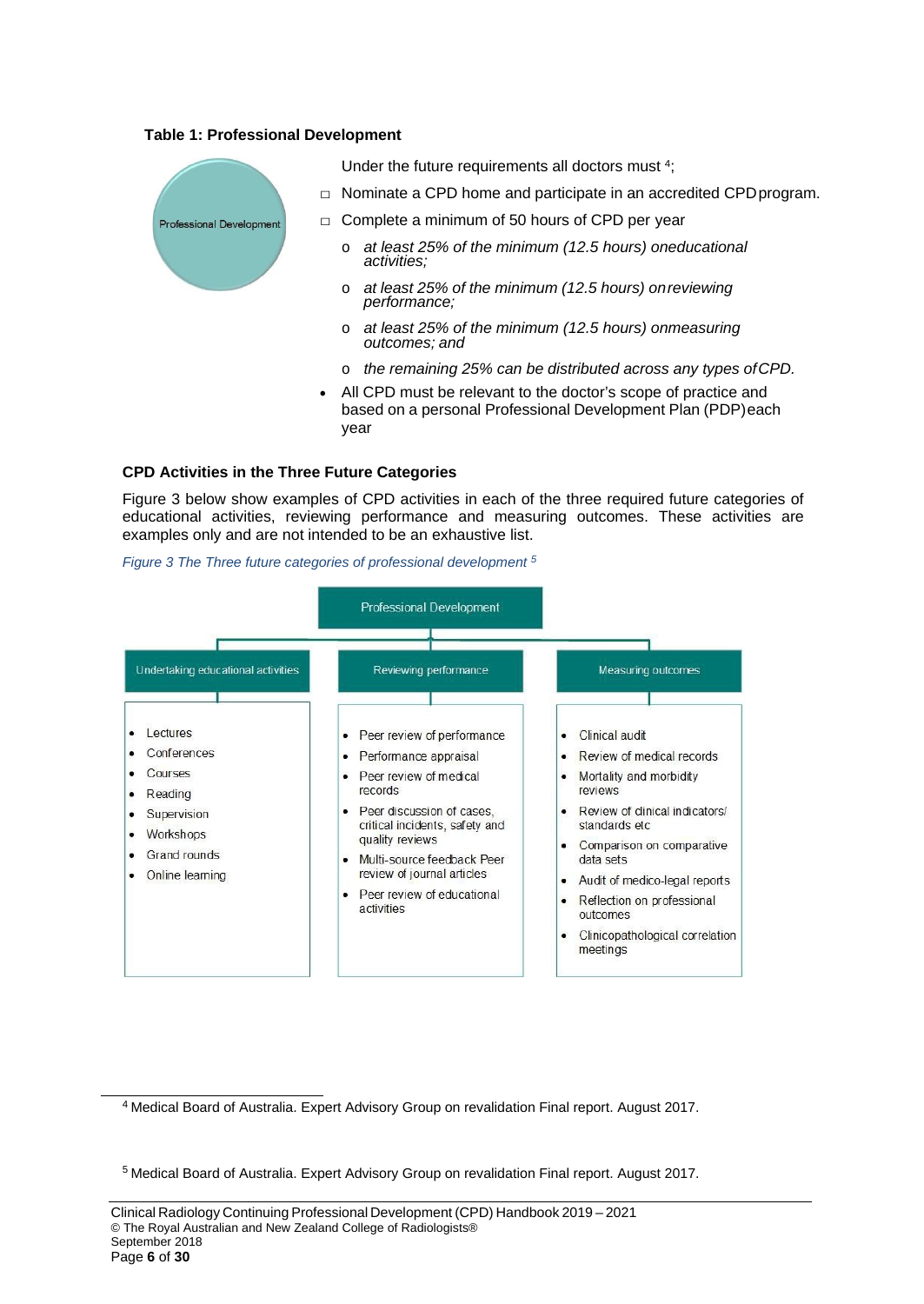**Table 1: Professional Development**

| Professional Development | Under the future requirements all doctors must [4]; |
|---|---|
| | - Nominate a CPD home and participate in an accredited CPD program.<br>- Complete a minimum of 50 hours of CPD per year<br>  - *at least 25% of the minimum (12.5 hours) on educational activities;*<br>  - *at least 25% of the minimum (12.5 hours) on reviewing performance;*<br>  - *at least 25% of the minimum (12.5 hours) on measuring outcomes; and*<br>  - *the remaining 25% can be distributed across any types of CPD.*<br>- All CPD must be relevant to the doctor's scope of practice and based on a personal Professional Development Plan (PDP) each year |

### CPD Activities in the Three Future Categories

Figure 3 below show examples of CPD activities in each of the three required future categories of educational activities, reviewing performance and measuring outcomes. These activities are examples only and are not intended to be an exhaustive list.

*Figure 3 The Three future categories of professional development [5]*

Professional Development

| Undertaking educational activities | Reviewing performance | Measuring outcomes |
|---|---|---|
| • Lectures<br>• Conferences<br>• Courses<br>• Reading<br>• Supervision<br>• Workshops<br>• Grand rounds<br>• Online learning | • Peer review of performance<br>• Performance appraisal<br>• Peer review of medical records<br>• Peer discussion of cases, critical incidents, safety and quality reviews<br>• Multi-source feedback Peer review of journal articles<br>• Peer review of educational activities | • Clinical audit<br>• Review of medical records<br>• Mortality and morbidity reviews<br>• Review of clinical indicators/ standards etc<br>• Comparison on comparative data sets<br>• Audit of medico-legal reports<br>• Reflection on professional outcomes<br>• Clinicopathological correlation meetings |

[4] Medical Board of Australia. Expert Advisory Group on revalidation Final report. August 2017.

[5] Medical Board of Australia. Expert Advisory Group on revalidation Final report. August 2017.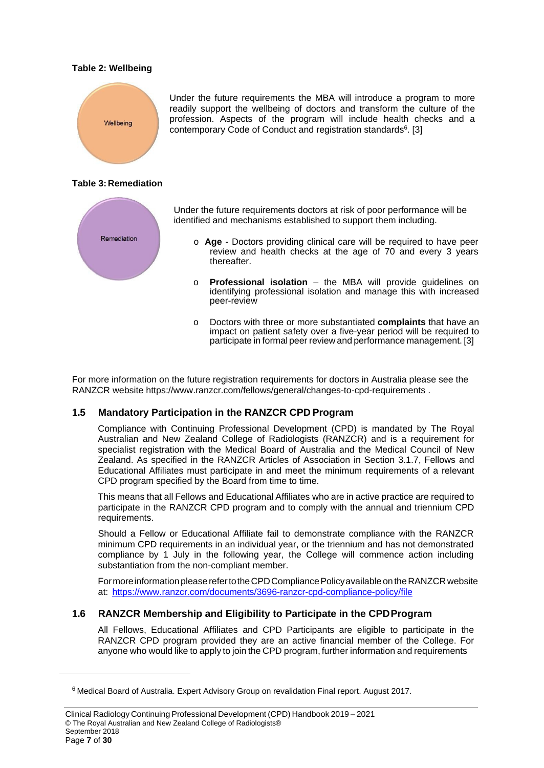**Table 2: Wellbeing**

| Wellbeing | Under the future requirements the MBA will introduce a program to more readily support the wellbeing of doctors and transform the culture of the profession. Aspects of the program will include health checks and a contemporary Code of Conduct and registration standards[6]. [3] |
| --- | --- |

**Table 3: Remediation**

| Remediation | Under the future requirements doctors at risk of poor performance will be identified and mechanisms established to support them including.<br>- **Age** - Doctors providing clinical care will be required to have peer review and health checks at the age of 70 and every 3 years thereafter.<br>- **Professional isolation** – the MBA will provide guidelines on identifying professional isolation and manage this with increased peer-review<br>- Doctors with three or more substantiated **complaints** that have an impact on patient safety over a five-year period will be required to participate in formal peer review and performance management. [3] |
| --- | --- |

For more information on the future registration requirements for doctors in Australia please see the RANZCR website https://www.ranzcr.com/fellows/general/changes-to-cpd-requirements .

## 1.5 Mandatory Participation in the RANZCR CPD Program

Compliance with Continuing Professional Development (CPD) is mandated by The Royal Australian and New Zealand College of Radiologists (RANZCR) and is a requirement for specialist registration with the Medical Board of Australia and the Medical Council of New Zealand. As specified in the RANZCR Articles of Association in Section 3.1.7, Fellows and Educational Affiliates must participate in and meet the minimum requirements of a relevant CPD program specified by the Board from time to time.

This means that all Fellows and Educational Affiliates who are in active practice are required to participate in the RANZCR CPD program and to comply with the annual and triennium CPD requirements.

Should a Fellow or Educational Affiliate fail to demonstrate compliance with the RANZCR minimum CPD requirements in an individual year, or the triennium and has not demonstrated compliance by 1 July in the following year, the College will commence action including substantiation from the non-compliant member.

For more information please refer to the CPD Compliance Policy available on the RANZCR website at: https://www.ranzcr.com/documents/3696-ranzcr-cpd-compliance-policy/file

## 1.6 RANZCR Membership and Eligibility to Participate in the CPD Program

All Fellows, Educational Affiliates and CPD Participants are eligible to participate in the RANZCR CPD program provided they are an active financial member of the College. For anyone who would like to apply to join the CPD program, further information and requirements

---

[6] Medical Board of Australia. Expert Advisory Group on revalidation Final report. August 2017.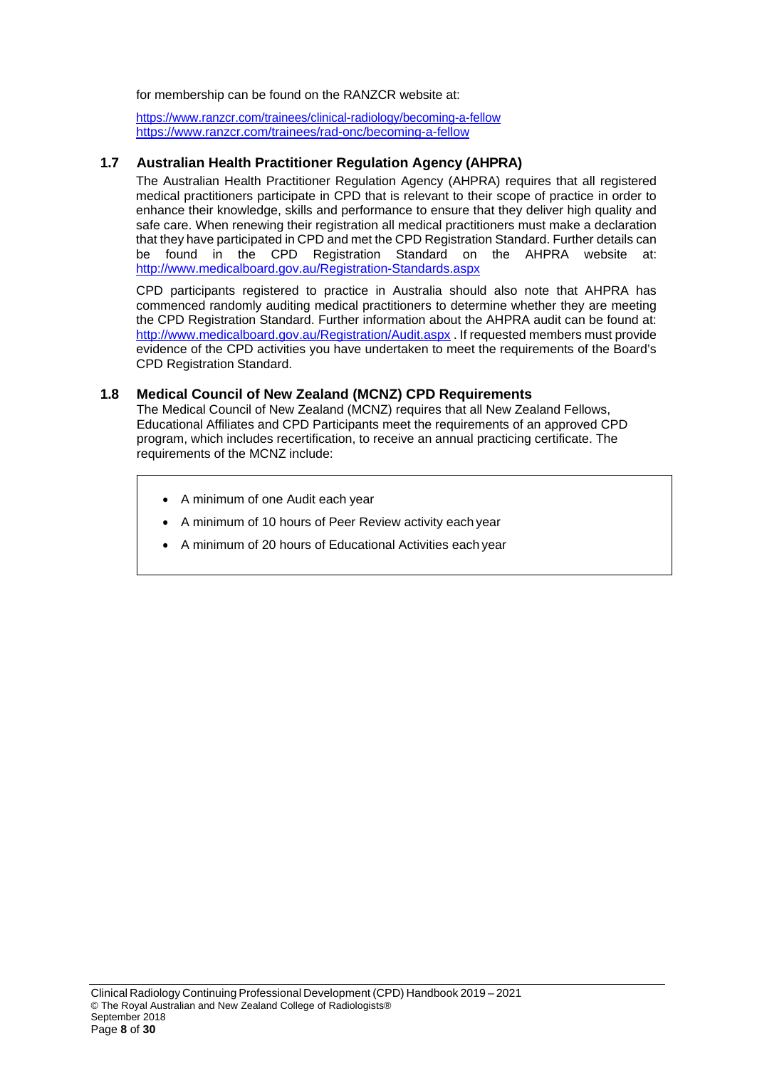for membership can be found on the RANZCR website at:

https://www.ranzcr.com/trainees/clinical-radiology/becoming-a-fellow
https://www.ranzcr.com/trainees/rad-onc/becoming-a-fellow

### 1.7 Australian Health Practitioner Regulation Agency (AHPRA)

The Australian Health Practitioner Regulation Agency (AHPRA) requires that all registered medical practitioners participate in CPD that is relevant to their scope of practice in order to enhance their knowledge, skills and performance to ensure that they deliver high quality and safe care. When renewing their registration all medical practitioners must make a declaration that they have participated in CPD and met the CPD Registration Standard. Further details can be found in the CPD Registration Standard on the AHPRA website at: http://www.medicalboard.gov.au/Registration-Standards.aspx

CPD participants registered to practice in Australia should also note that AHPRA has commenced randomly auditing medical practitioners to determine whether they are meeting the CPD Registration Standard. Further information about the AHPRA audit can be found at: http://www.medicalboard.gov.au/Registration/Audit.aspx . If requested members must provide evidence of the CPD activities you have undertaken to meet the requirements of the Board's CPD Registration Standard.

### 1.8 Medical Council of New Zealand (MCNZ) CPD Requirements

The Medical Council of New Zealand (MCNZ) requires that all New Zealand Fellows, Educational Affiliates and CPD Participants meet the requirements of an approved CPD program, which includes recertification, to receive an annual practicing certificate. The requirements of the MCNZ include:

- A minimum of one Audit each year
- A minimum of 10 hours of Peer Review activity each year
- A minimum of 20 hours of Educational Activities each year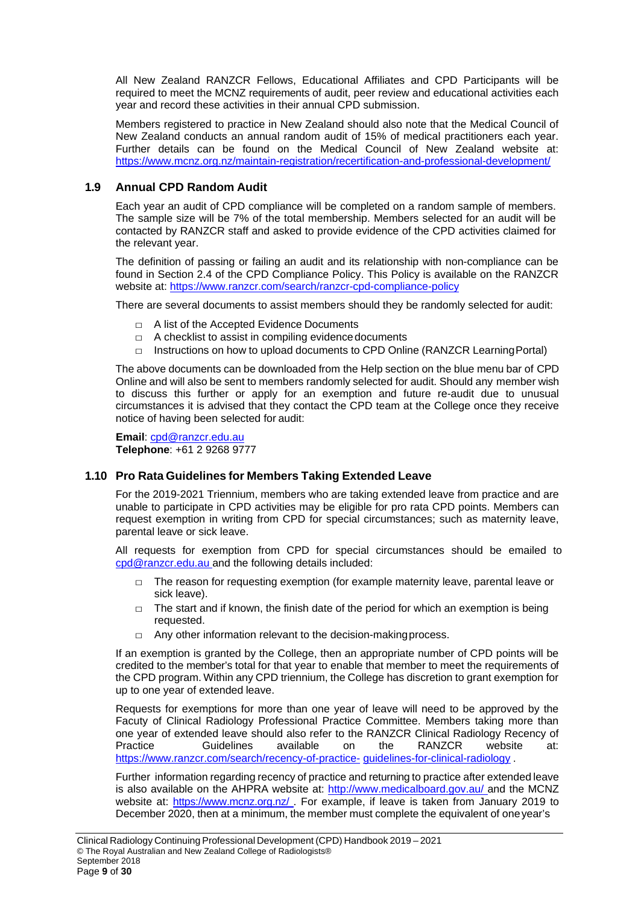All New Zealand RANZCR Fellows, Educational Affiliates and CPD Participants will be required to meet the MCNZ requirements of audit, peer review and educational activities each year and record these activities in their annual CPD submission.

Members registered to practice in New Zealand should also note that the Medical Council of New Zealand conducts an annual random audit of 15% of medical practitioners each year. Further details can be found on the Medical Council of New Zealand website at: https://www.mcnz.org.nz/maintain-registration/recertification-and-professional-development/

### 1.9 Annual CPD Random Audit

Each year an audit of CPD compliance will be completed on a random sample of members. The sample size will be 7% of the total membership. Members selected for an audit will be contacted by RANZCR staff and asked to provide evidence of the CPD activities claimed for the relevant year.

The definition of passing or failing an audit and its relationship with non-compliance can be found in Section 2.4 of the CPD Compliance Policy. This Policy is available on the RANZCR website at: https://www.ranzcr.com/search/ranzcr-cpd-compliance-policy

There are several documents to assist members should they be randomly selected for audit:

- A list of the Accepted Evidence Documents
- A checklist to assist in compiling evidence documents
- Instructions on how to upload documents to CPD Online (RANZCR Learning Portal)

The above documents can be downloaded from the Help section on the blue menu bar of CPD Online and will also be sent to members randomly selected for audit. Should any member wish to discuss this further or apply for an exemption and future re-audit due to unusual circumstances it is advised that they contact the CPD team at the College once they receive notice of having been selected for audit:

**Email**: cpd@ranzcr.edu.au
**Telephone**: +61 2 9268 9777

### 1.10 Pro Rata Guidelines for Members Taking Extended Leave

For the 2019-2021 Triennium, members who are taking extended leave from practice and are unable to participate in CPD activities may be eligible for pro rata CPD points. Members can request exemption in writing from CPD for special circumstances; such as maternity leave, parental leave or sick leave.

All requests for exemption from CPD for special circumstances should be emailed to cpd@ranzcr.edu.au and the following details included:

- The reason for requesting exemption (for example maternity leave, parental leave or sick leave).
- The start and if known, the finish date of the period for which an exemption is being requested.
- Any other information relevant to the decision-making process.

If an exemption is granted by the College, then an appropriate number of CPD points will be credited to the member's total for that year to enable that member to meet the requirements of the CPD program. Within any CPD triennium, the College has discretion to grant exemption for up to one year of extended leave.

Requests for exemptions for more than one year of leave will need to be approved by the Facuty of Clinical Radiology Professional Practice Committee. Members taking more than one year of extended leave should also refer to the RANZCR Clinical Radiology Recency of Practice Guidelines available on the RANZCR website at: https://www.ranzcr.com/search/recency-of-practice- guidelines-for-clinical-radiology .

Further information regarding recency of practice and returning to practice after extended leave is also available on the AHPRA website at: http://www.medicalboard.gov.au/ and the MCNZ website at: https://www.mcnz.org.nz/ . For example, if leave is taken from January 2019 to December 2020, then at a minimum, the member must complete the equivalent of one year's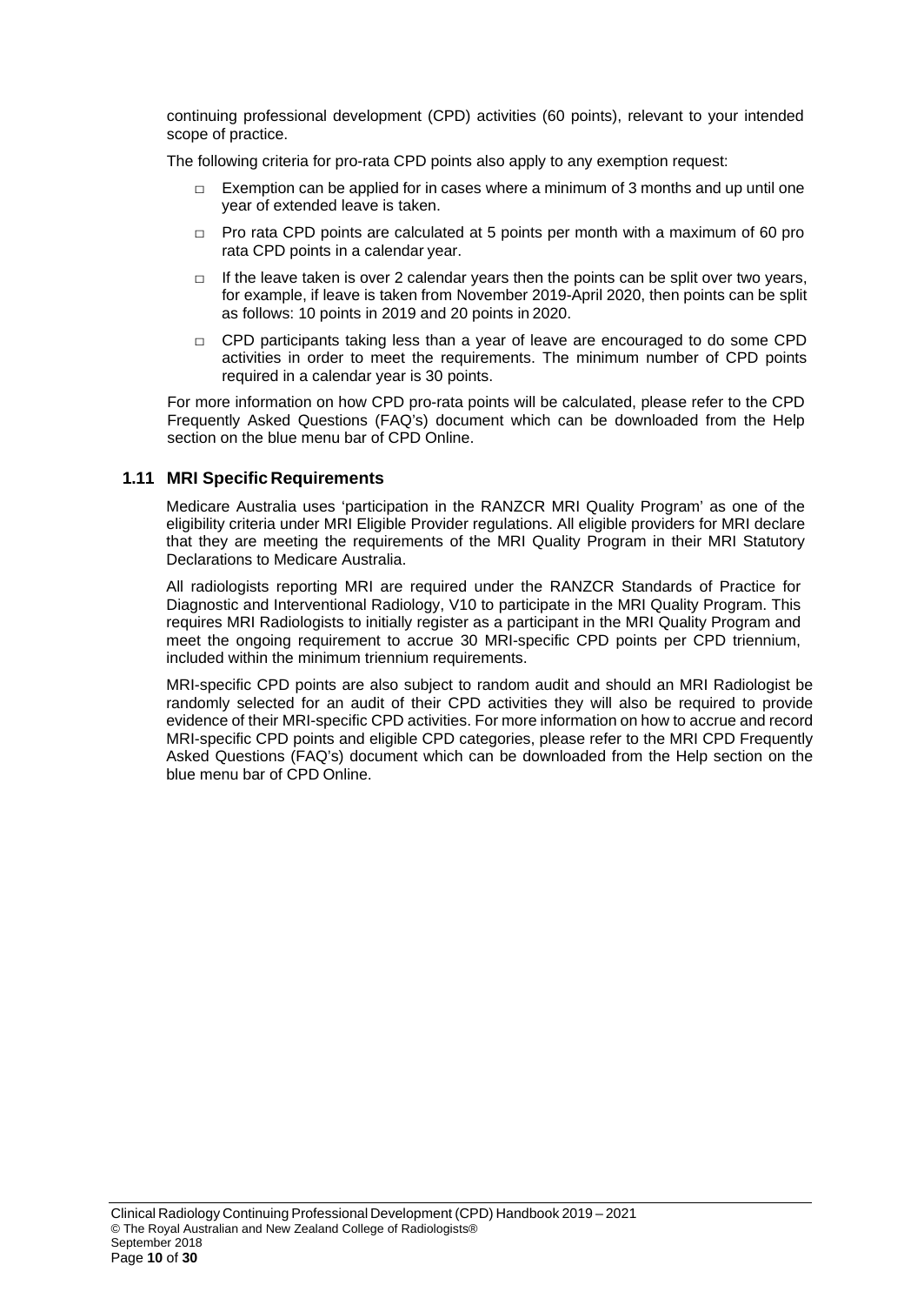continuing professional development (CPD) activities (60 points), relevant to your intended scope of practice.

The following criteria for pro-rata CPD points also apply to any exemption request:

- Exemption can be applied for in cases where a minimum of 3 months and up until one year of extended leave is taken.
- Pro rata CPD points are calculated at 5 points per month with a maximum of 60 pro rata CPD points in a calendar year.
- If the leave taken is over 2 calendar years then the points can be split over two years, for example, if leave is taken from November 2019-April 2020, then points can be split as follows: 10 points in 2019 and 20 points in 2020.
- CPD participants taking less than a year of leave are encouraged to do some CPD activities in order to meet the requirements. The minimum number of CPD points required in a calendar year is 30 points.

For more information on how CPD pro-rata points will be calculated, please refer to the CPD Frequently Asked Questions (FAQ's) document which can be downloaded from the Help section on the blue menu bar of CPD Online.

### 1.11 MRI Specific Requirements

Medicare Australia uses 'participation in the RANZCR MRI Quality Program' as one of the eligibility criteria under MRI Eligible Provider regulations. All eligible providers for MRI declare that they are meeting the requirements of the MRI Quality Program in their MRI Statutory Declarations to Medicare Australia.

All radiologists reporting MRI are required under the RANZCR Standards of Practice for Diagnostic and Interventional Radiology, V10 to participate in the MRI Quality Program. This requires MRI Radiologists to initially register as a participant in the MRI Quality Program and meet the ongoing requirement to accrue 30 MRI-specific CPD points per CPD triennium, included within the minimum triennium requirements.

MRI-specific CPD points are also subject to random audit and should an MRI Radiologist be randomly selected for an audit of their CPD activities they will also be required to provide evidence of their MRI-specific CPD activities. For more information on how to accrue and record MRI-specific CPD points and eligible CPD categories, please refer to the MRI CPD Frequently Asked Questions (FAQ's) document which can be downloaded from the Help section on the blue menu bar of CPD Online.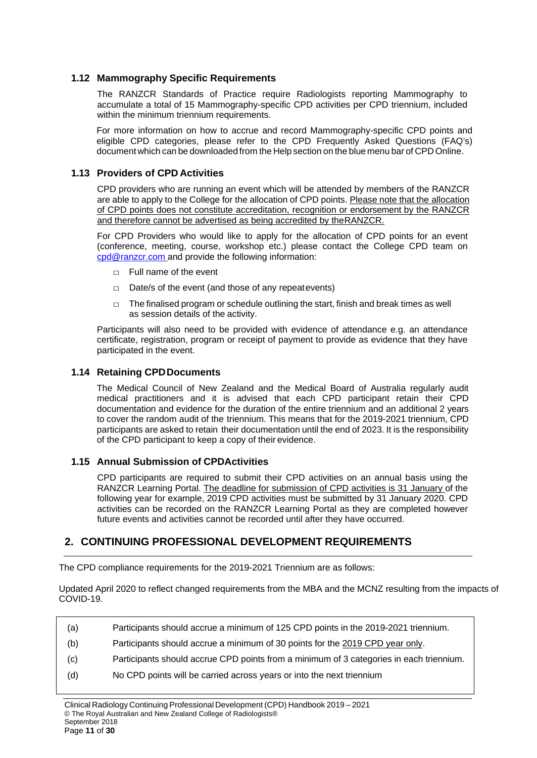### 1.12 Mammography Specific Requirements

The RANZCR Standards of Practice require Radiologists reporting Mammography to accumulate a total of 15 Mammography-specific CPD activities per CPD triennium, included within the minimum triennium requirements.

For more information on how to accrue and record Mammography-specific CPD points and eligible CPD categories, please refer to the CPD Frequently Asked Questions (FAQ's) document which can be downloaded from the Help section on the blue menu bar of CPD Online.

### 1.13 Providers of CPD Activities

CPD providers who are running an event which will be attended by members of the RANZCR are able to apply to the College for the allocation of CPD points. Please note that the allocation of CPD points does not constitute accreditation, recognition or endorsement by the RANZCR and therefore cannot be advertised as being accredited by the RANZCR.

For CPD Providers who would like to apply for the allocation of CPD points for an event (conference, meeting, course, workshop etc.) please contact the College CPD team on cpd@ranzcr.com and provide the following information:

- Full name of the event
- Date/s of the event (and those of any repeat events)
- The finalised program or schedule outlining the start, finish and break times as well as session details of the activity.

Participants will also need to be provided with evidence of attendance e.g. an attendance certificate, registration, program or receipt of payment to provide as evidence that they have participated in the event.

### 1.14 Retaining CPD Documents

The Medical Council of New Zealand and the Medical Board of Australia regularly audit medical practitioners and it is advised that each CPD participant retain their CPD documentation and evidence for the duration of the entire triennium and an additional 2 years to cover the random audit of the triennium. This means that for the 2019-2021 triennium, CPD participants are asked to retain their documentation until the end of 2023. It is the responsibility of the CPD participant to keep a copy of their evidence.

### 1.15 Annual Submission of CPD Activities

CPD participants are required to submit their CPD activities on an annual basis using the RANZCR Learning Portal. The deadline for submission of CPD activities is 31 January of the following year for example, 2019 CPD activities must be submitted by 31 January 2020. CPD activities can be recorded on the RANZCR Learning Portal as they are completed however future events and activities cannot be recorded until after they have occurred.

## 2. CONTINUING PROFESSIONAL DEVELOPMENT REQUIREMENTS

The CPD compliance requirements for the 2019-2021 Triennium are as follows:

Updated April 2020 to reflect changed requirements from the MBA and the MCNZ resulting from the impacts of COVID-19.

| | |
|---|---|
| (a) | Participants should accrue a minimum of 125 CPD points in the 2019-2021 triennium. |
| (b) | Participants should accrue a minimum of 30 points for the 2019 CPD year only. |
| (c) | Participants should accrue CPD points from a minimum of 3 categories in each triennium. |
| (d) | No CPD points will be carried across years or into the next triennium |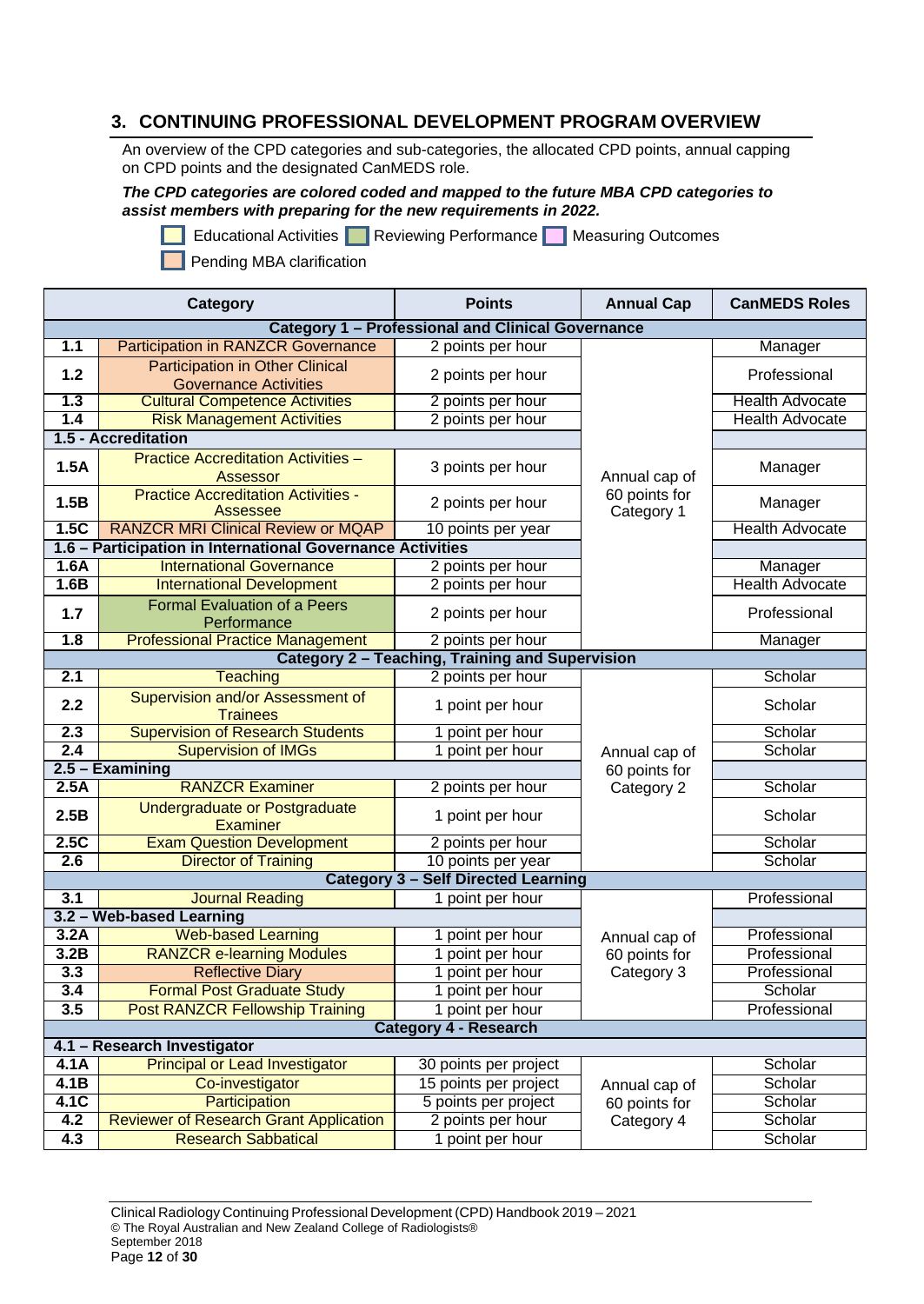## 3. CONTINUING PROFESSIONAL DEVELOPMENT PROGRAM OVERVIEW

An overview of the CPD categories and sub-categories, the allocated CPD points, annual capping on CPD points and the designated CanMEDS role.

***The CPD categories are colored coded and mapped to the future MBA CPD categories to assist members with preparing for the new requirements in 2022.***

Educational Activities | Reviewing Performance | Measuring Outcomes

Pending MBA clarification

| | Category | Points | Annual Cap | CanMEDS Roles |
|---|---|---|---|---|
| **Category 1 – Professional and Clinical Governance** | | | | |
| 1.1 | Participation in RANZCR Governance | 2 points per hour | Annual cap of 60 points for Category 1 | Manager |
| 1.2 | Participation in Other Clinical Governance Activities | 2 points per hour | | Professional |
| 1.3 | Cultural Competence Activities | 2 points per hour | | Health Advocate |
| 1.4 | Risk Management Activities | 2 points per hour | | Health Advocate |
| **1.5 - Accreditation** | | | | |
| 1.5A | Practice Accreditation Activities – Assessor | 3 points per hour | | Manager |
| 1.5B | Practice Accreditation Activities - Assessee | 2 points per hour | | Manager |
| 1.5C | RANZCR MRI Clinical Review or MQAP | 10 points per year | | Health Advocate |
| **1.6 – Participation in International Governance Activities** | | | | |
| 1.6A | International Governance | 2 points per hour | | Manager |
| 1.6B | International Development | 2 points per hour | | Health Advocate |
| 1.7 | Formal Evaluation of a Peers Performance | 2 points per hour | | Professional |
| 1.8 | Professional Practice Management | 2 points per hour | | Manager |
| **Category 2 – Teaching, Training and Supervision** | | | | |
| 2.1 | Teaching | 2 points per hour | Annual cap of 60 points for Category 2 | Scholar |
| 2.2 | Supervision and/or Assessment of Trainees | 1 point per hour | | Scholar |
| 2.3 | Supervision of Research Students | 1 point per hour | | Scholar |
| 2.4 | Supervision of IMGs | 1 point per hour | | Scholar |
| **2.5 – Examining** | | | | |
| 2.5A | RANZCR Examiner | 2 points per hour | | Scholar |
| 2.5B | Undergraduate or Postgraduate Examiner | 1 point per hour | | Scholar |
| 2.5C | Exam Question Development | 2 points per hour | | Scholar |
| 2.6 | Director of Training | 10 points per year | | Scholar |
| **Category 3 – Self Directed Learning** | | | | |
| 3.1 | Journal Reading | 1 point per hour | Annual cap of 60 points for Category 3 | Professional |
| **3.2 – Web-based Learning** | | | | |
| 3.2A | Web-based Learning | 1 point per hour | | Professional |
| 3.2B | RANZCR e-learning Modules | 1 point per hour | | Professional |
| 3.3 | Reflective Diary | 1 point per hour | | Professional |
| 3.4 | Formal Post Graduate Study | 1 point per hour | | Scholar |
| 3.5 | Post RANZCR Fellowship Training | 1 point per hour | | Professional |
| **Category 4 - Research** | | | | |
| **4.1 – Research Investigator** | | | | |
| 4.1A | Principal or Lead Investigator | 30 points per project | Annual cap of 60 points for Category 4 | Scholar |
| 4.1B | Co-investigator | 15 points per project | | Scholar |
| 4.1C | Participation | 5 points per project | | Scholar |
| 4.2 | Reviewer of Research Grant Application | 2 points per hour | | Scholar |
| 4.3 | Research Sabbatical | 1 point per hour | | Scholar |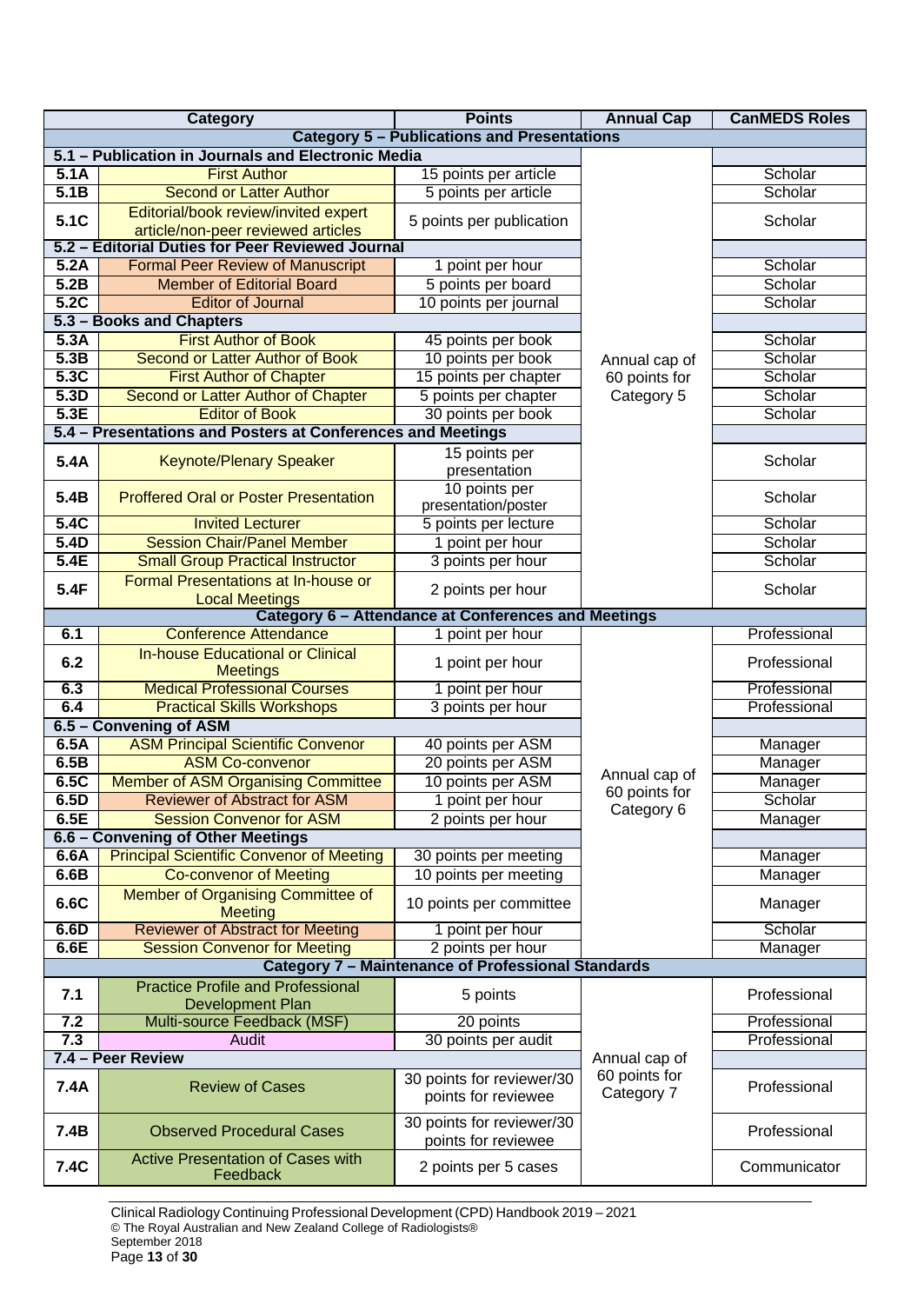| | Category | Points | Annual Cap | CanMEDS Roles |
|---|---|---|---|---|
| **Category 5 – Publications and Presentations** | | | | |
| **5.1 – Publication in Journals and Electronic Media** | | | Annual cap of 60 points for Category 5 | |
| **5.1A** | First Author | 15 points per article | | Scholar |
| **5.1B** | Second or Latter Author | 5 points per article | | Scholar |
| **5.1C** | Editorial/book review/invited expert article/non-peer reviewed articles | 5 points per publication | | Scholar |
| **5.2 – Editorial Duties for Peer Reviewed Journal** | | | | |
| **5.2A** | Formal Peer Review of Manuscript | 1 point per hour | | Scholar |
| **5.2B** | Member of Editorial Board | 5 points per board | | Scholar |
| **5.2C** | Editor of Journal | 10 points per journal | | Scholar |
| **5.3 – Books and Chapters** | | | | |
| **5.3A** | First Author of Book | 45 points per book | | Scholar |
| **5.3B** | Second or Latter Author of Book | 10 points per book | | Scholar |
| **5.3C** | First Author of Chapter | 15 points per chapter | | Scholar |
| **5.3D** | Second or Latter Author of Chapter | 5 points per chapter | | Scholar |
| **5.3E** | Editor of Book | 30 points per book | | Scholar |
| **5.4 – Presentations and Posters at Conferences and Meetings** | | | | |
| **5.4A** | Keynote/Plenary Speaker | 15 points per presentation | | Scholar |
| **5.4B** | Proffered Oral or Poster Presentation | 10 points per presentation/poster | | Scholar |
| **5.4C** | Invited Lecturer | 5 points per lecture | | Scholar |
| **5.4D** | Session Chair/Panel Member | 1 point per hour | | Scholar |
| **5.4E** | Small Group Practical Instructor | 3 points per hour | | Scholar |
| **5.4F** | Formal Presentations at In-house or Local Meetings | 2 points per hour | | Scholar |
| **Category 6 – Attendance at Conferences and Meetings** | | | | |
| **6.1** | Conference Attendance | 1 point per hour | Annual cap of 60 points for Category 6 | Professional |
| **6.2** | In-house Educational or Clinical Meetings | 1 point per hour | | Professional |
| **6.3** | Medical Professional Courses | 1 point per hour | | Professional |
| **6.4** | Practical Skills Workshops | 3 points per hour | | Professional |
| **6.5 – Convening of ASM** | | | | |
| **6.5A** | ASM Principal Scientific Convenor | 40 points per ASM | | Manager |
| **6.5B** | ASM Co-convenor | 20 points per ASM | | Manager |
| **6.5C** | Member of ASM Organising Committee | 10 points per ASM | | Manager |
| **6.5D** | Reviewer of Abstract for ASM | 1 point per hour | | Scholar |
| **6.5E** | Session Convenor for ASM | 2 points per hour | | Manager |
| **6.6 – Convening of Other Meetings** | | | | |
| **6.6A** | Principal Scientific Convenor of Meeting | 30 points per meeting | | Manager |
| **6.6B** | Co-convenor of Meeting | 10 points per meeting | | Manager |
| **6.6C** | Member of Organising Committee of Meeting | 10 points per committee | | Manager |
| **6.6D** | Reviewer of Abstract for Meeting | 1 point per hour | | Scholar |
| **6.6E** | Session Convenor for Meeting | 2 points per hour | | Manager |
| **Category 7 – Maintenance of Professional Standards** | | | | |
| **7.1** | Practice Profile and Professional Development Plan | 5 points | Annual cap of 60 points for Category 7 | Professional |
| **7.2** | Multi-source Feedback (MSF) | 20 points | | Professional |
| **7.3** | Audit | 30 points per audit | | Professional |
| **7.4 – Peer Review** | | | | |
| **7.4A** | Review of Cases | 30 points for reviewer/30 points for reviewee | | Professional |
| **7.4B** | Observed Procedural Cases | 30 points for reviewer/30 points for reviewee | | Professional |
| **7.4C** | Active Presentation of Cases with Feedback | 2 points per 5 cases | | Communicator |

Clinical Radiology Continuing Professional Development (CPD) Handbook 2019 – 2021
© The Royal Australian and New Zealand College of Radiologists®
September 2018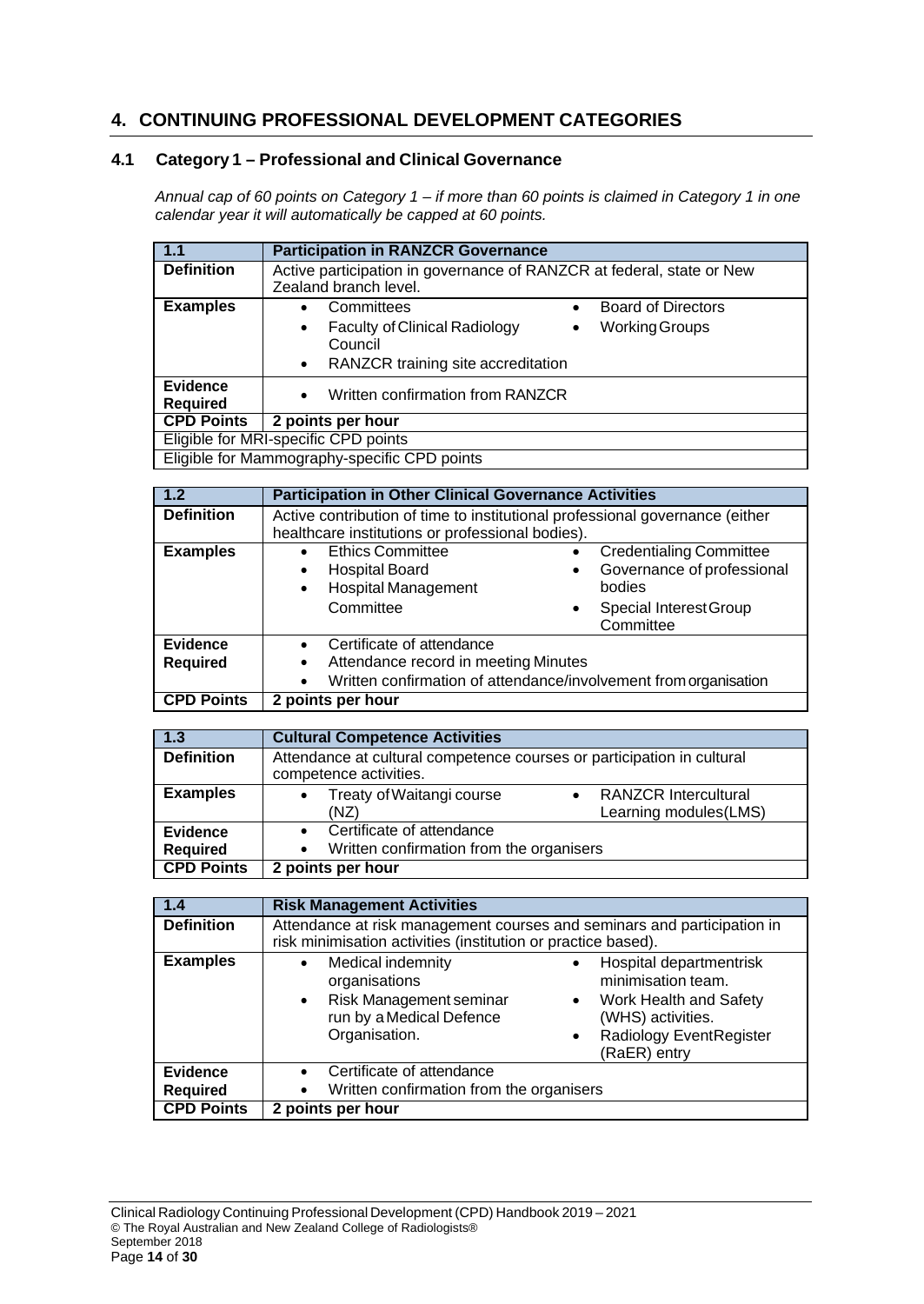## 4. CONTINUING PROFESSIONAL DEVELOPMENT CATEGORIES

### 4.1 Category 1 – Professional and Clinical Governance

*Annual cap of 60 points on Category 1 – if more than 60 points is claimed in Category 1 in one calendar year it will automatically be capped at 60 points.*

| 1.1 | Participation in RANZCR Governance |
|---|---|
| **Definition** | Active participation in governance of RANZCR at federal, state or New Zealand branch level. |
| **Examples** | • Committees<br>• Faculty of Clinical Radiology Council<br>• RANZCR training site accreditation<br>• Board of Directors<br>• Working Groups |
| **Evidence Required** | • Written confirmation from RANZCR |
| **CPD Points** | **2 points per hour** |
| Eligible for MRI-specific CPD points | |
| Eligible for Mammography-specific CPD points | |

| 1.2 | Participation in Other Clinical Governance Activities |
|---|---|
| **Definition** | Active contribution of time to institutional professional governance (either healthcare institutions or professional bodies). |
| **Examples** | • Ethics Committee<br>• Hospital Board<br>• Hospital Management Committee<br>• Credentialing Committee<br>• Governance of professional bodies<br>• Special Interest Group Committee |
| **Evidence Required** | • Certificate of attendance<br>• Attendance record in meeting Minutes<br>• Written confirmation of attendance/involvement from organisation |
| **CPD Points** | **2 points per hour** |

| 1.3 | Cultural Competence Activities |
|---|---|
| **Definition** | Attendance at cultural competence courses or participation in cultural competence activities. |
| **Examples** | • Treaty of Waitangi course (NZ)<br>• RANZCR Intercultural Learning modules(LMS) |
| **Evidence Required** | • Certificate of attendance<br>• Written confirmation from the organisers |
| **CPD Points** | **2 points per hour** |

| 1.4 | Risk Management Activities |
|---|---|
| **Definition** | Attendance at risk management courses and seminars and participation in risk minimisation activities (institution or practice based). |
| **Examples** | • Medical indemnity organisations<br>• Risk Management seminar run by a Medical Defence Organisation.<br>• Hospital departmentrisk minimisation team.<br>• Work Health and Safety (WHS) activities.<br>• Radiology EventRegister (RaER) entry |
| **Evidence Required** | • Certificate of attendance<br>• Written confirmation from the organisers |
| **CPD Points** | **2 points per hour** |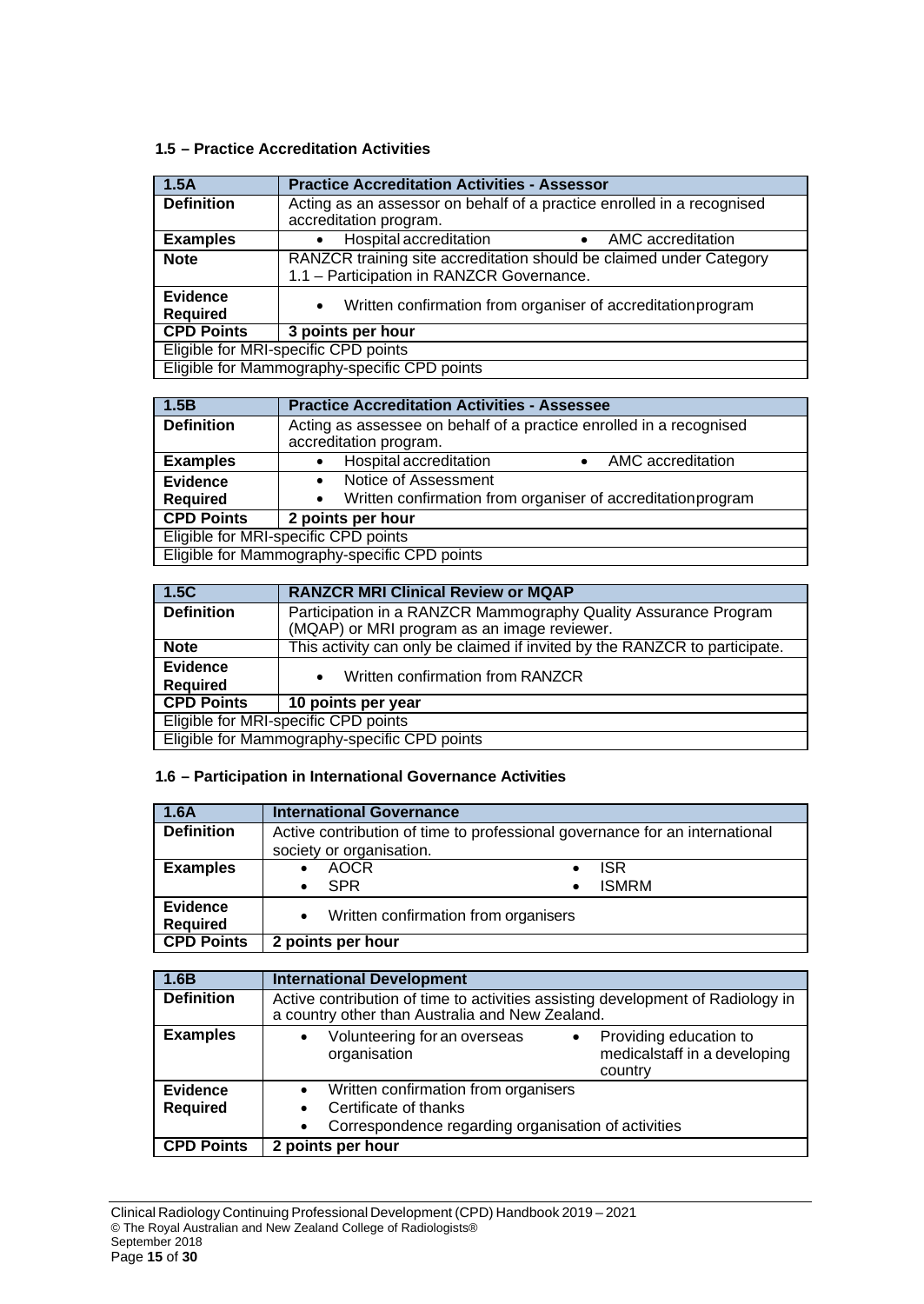### 1.5 – Practice Accreditation Activities

| 1.5A | Practice Accreditation Activities - Assessor |
|---|---|
| **Definition** | Acting as an assessor on behalf of a practice enrolled in a recognised accreditation program. |
| **Examples** | • Hospital accreditation • AMC accreditation |
| **Note** | RANZCR training site accreditation should be claimed under Category 1.1 – Participation in RANZCR Governance. |
| **Evidence Required** | • Written confirmation from organiser of accreditation program |
| **CPD Points** | **3 points per hour** |
| Eligible for MRI-specific CPD points | |
| Eligible for Mammography-specific CPD points | |

| 1.5B | Practice Accreditation Activities - Assessee |
|---|---|
| **Definition** | Acting as assessee on behalf of a practice enrolled in a recognised accreditation program. |
| **Examples** | • Hospital accreditation • AMC accreditation |
| **Evidence Required** | • Notice of Assessment<br>• Written confirmation from organiser of accreditation program |
| **CPD Points** | **2 points per hour** |
| Eligible for MRI-specific CPD points | |
| Eligible for Mammography-specific CPD points | |

| 1.5C | RANZCR MRI Clinical Review or MQAP |
|---|---|
| **Definition** | Participation in a RANZCR Mammography Quality Assurance Program (MQAP) or MRI program as an image reviewer. |
| **Note** | This activity can only be claimed if invited by the RANZCR to participate. |
| **Evidence Required** | • Written confirmation from RANZCR |
| **CPD Points** | **10 points per year** |
| Eligible for MRI-specific CPD points | |
| Eligible for Mammography-specific CPD points | |

### 1.6 – Participation in International Governance Activities

| 1.6A | International Governance |
|---|---|
| **Definition** | Active contribution of time to professional governance for an international society or organisation. |
| **Examples** | • AOCR • ISR • SPR • ISMRM |
| **Evidence Required** | • Written confirmation from organisers |
| **CPD Points** | **2 points per hour** |

| 1.6B | International Development |
|---|---|
| **Definition** | Active contribution of time to activities assisting development of Radiology in a country other than Australia and New Zealand. |
| **Examples** | • Volunteering for an overseas organisation • Providing education to medicalstaff in a developing country |
| **Evidence Required** | • Written confirmation from organisers<br>• Certificate of thanks<br>• Correspondence regarding organisation of activities |
| **CPD Points** | **2 points per hour** |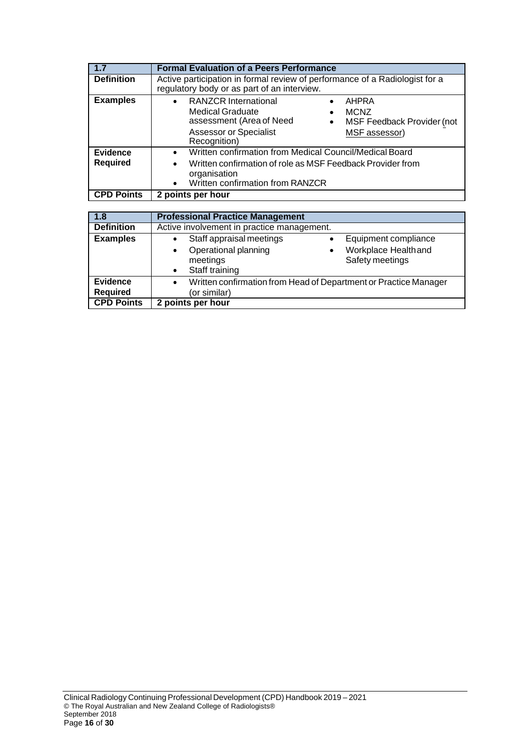| 1.7 | Formal Evaluation of a Peers Performance |
|---|---|
| **Definition** | Active participation in formal review of performance of a Radiologist for a regulatory body or as part of an interview. |
| **Examples** | • RANZCR International Medical Graduate assessment (Area of Need Assessor or Specialist Recognition) • AHPRA • MCNZ • MSF Feedback Provider (not MSF assessor) |
| **Evidence Required** | • Written confirmation from Medical Council/Medical Board • Written confirmation of role as MSF Feedback Provider from organisation • Written confirmation from RANZCR |
| **CPD Points** | **2 points per hour** |

| 1.8 | Professional Practice Management |
|---|---|
| **Definition** | Active involvement in practice management. |
| **Examples** | • Staff appraisal meetings • Operational planning meetings • Staff training • Equipment compliance • Workplace Health and Safety meetings |
| **Evidence Required** | • Written confirmation from Head of Department or Practice Manager (or similar) |
| **CPD Points** | **2 points per hour** |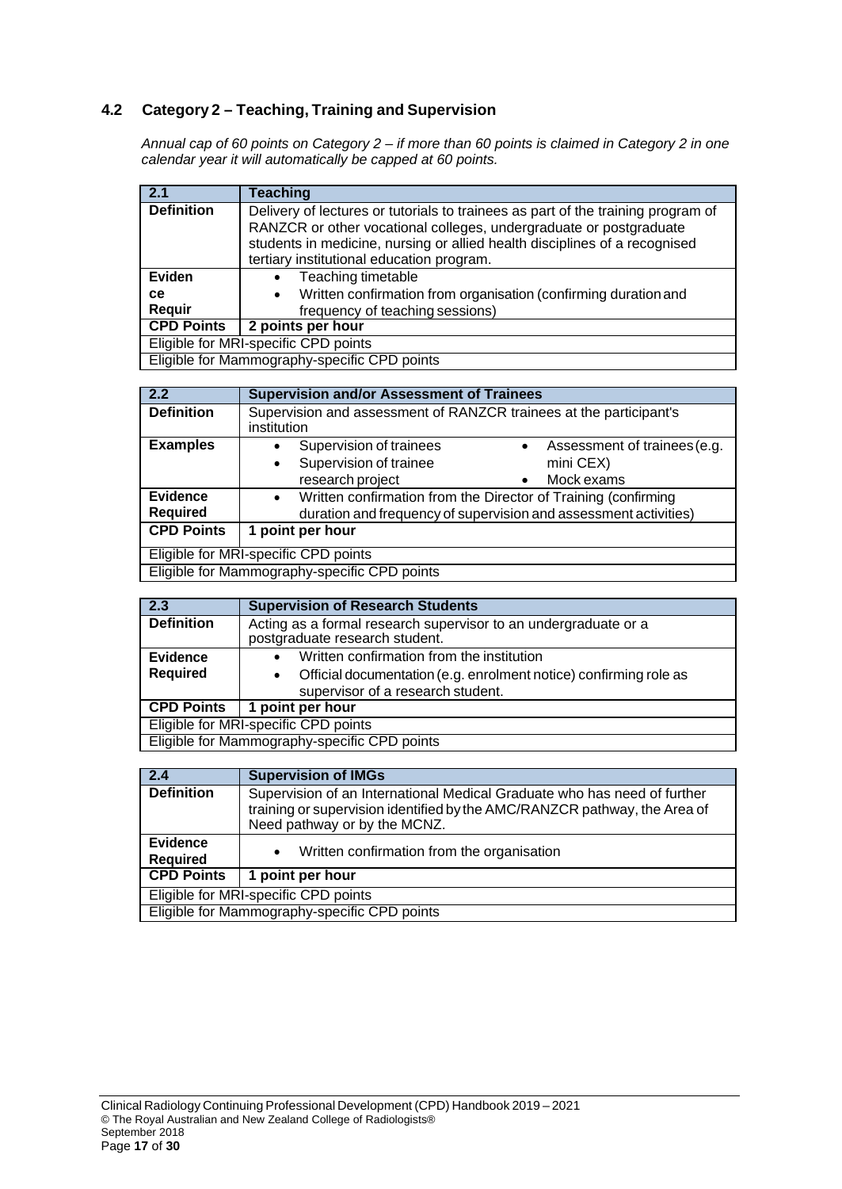## 4.2 Category 2 – Teaching, Training and Supervision

*Annual cap of 60 points on Category 2 – if more than 60 points is claimed in Category 2 in one calendar year it will automatically be capped at 60 points.*

| 2.1 | Teaching |
|---|---|
| **Definition** | Delivery of lectures or tutorials to trainees as part of the training program of RANZCR or other vocational colleges, undergraduate or postgraduate students in medicine, nursing or allied health disciplines of a recognised tertiary institutional education program. |
| **Evidence Requir** | • Teaching timetable<br>• Written confirmation from organisation (confirming duration and frequency of teaching sessions) |
| **CPD Points** | **2 points per hour** |
| Eligible for MRI-specific CPD points | |
| Eligible for Mammography-specific CPD points | |

| 2.2 | Supervision and/or Assessment of Trainees |
|---|---|
| **Definition** | Supervision and assessment of RANZCR trainees at the participant's institution |
| **Examples** | • Supervision of trainees<br>• Supervision of trainee research project<br>• Assessment of trainees (e.g. mini CEX)<br>• Mock exams |
| **Evidence Required** | • Written confirmation from the Director of Training (confirming duration and frequency of supervision and assessment activities) |
| **CPD Points** | **1 point per hour** |
| Eligible for MRI-specific CPD points | |
| Eligible for Mammography-specific CPD points | |

| 2.3 | Supervision of Research Students |
|---|---|
| **Definition** | Acting as a formal research supervisor to an undergraduate or a postgraduate research student. |
| **Evidence Required** | • Written confirmation from the institution<br>• Official documentation (e.g. enrolment notice) confirming role as supervisor of a research student. |
| **CPD Points** | **1 point per hour** |
| Eligible for MRI-specific CPD points | |
| Eligible for Mammography-specific CPD points | |

| 2.4 | Supervision of IMGs |
|---|---|
| **Definition** | Supervision of an International Medical Graduate who has need of further training or supervision identified by the AMC/RANZCR pathway, the Area of Need pathway or by the MCNZ. |
| **Evidence Required** | • Written confirmation from the organisation |
| **CPD Points** | **1 point per hour** |
| Eligible for MRI-specific CPD points | |
| Eligible for Mammography-specific CPD points | |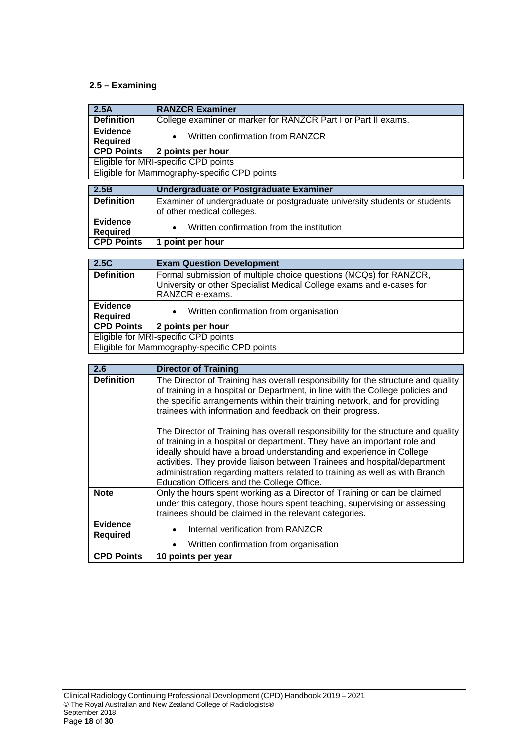### 2.5 – Examining

| 2.5A | RANZCR Examiner |
|---|---|
| **Definition** | College examiner or marker for RANZCR Part I or Part II exams. |
| **Evidence Required** | • Written confirmation from RANZCR |
| **CPD Points** | **2 points per hour** |
| Eligible for MRI-specific CPD points | |
| Eligible for Mammography-specific CPD points | |

| 2.5B | Undergraduate or Postgraduate Examiner |
|---|---|
| **Definition** | Examiner of undergraduate or postgraduate university students or students of other medical colleges. |
| **Evidence Required** | • Written confirmation from the institution |
| **CPD Points** | **1 point per hour** |

| 2.5C | Exam Question Development |
|---|---|
| **Definition** | Formal submission of multiple choice questions (MCQs) for RANZCR, University or other Specialist Medical College exams and e-cases for RANZCR e-exams. |
| **Evidence Required** | • Written confirmation from organisation |
| **CPD Points** | **2 points per hour** |
| Eligible for MRI-specific CPD points | |
| Eligible for Mammography-specific CPD points | |

| 2.6 | Director of Training |
|---|---|
| **Definition** | The Director of Training has overall responsibility for the structure and quality of training in a hospital or Department, in line with the College policies and the specific arrangements within their training network, and for providing trainees with information and feedback on their progress.<br><br>The Director of Training has overall responsibility for the structure and quality of training in a hospital or department. They have an important role and ideally should have a broad understanding and experience in College activities. They provide liaison between Trainees and hospital/department administration regarding matters related to training as well as with Branch Education Officers and the College Office. |
| **Note** | Only the hours spent working as a Director of Training or can be claimed under this category, those hours spent teaching, supervising or assessing trainees should be claimed in the relevant categories. |
| **Evidence Required** | • Internal verification from RANZCR<br>• Written confirmation from organisation |
| **CPD Points** | **10 points per year** |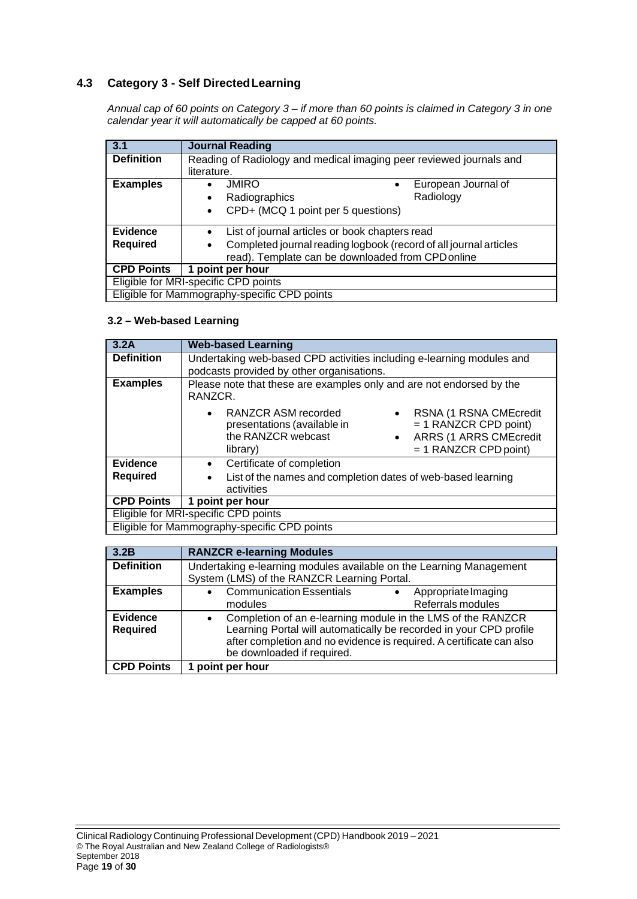## 4.3 Category 3 - Self Directed Learning

*Annual cap of 60 points on Category 3 – if more than 60 points is claimed in Category 3 in one calendar year it will automatically be capped at 60 points.*

| 3.1 | Journal Reading |
|---|---|
| **Definition** | Reading of Radiology and medical imaging peer reviewed journals and literature. |
| **Examples** | • JMIRO<br>• Radiographics<br>• CPD+ (MCQ 1 point per 5 questions)<br>• European Journal of Radiology |
| **Evidence Required** | • List of journal articles or book chapters read<br>• Completed journal reading logbook (record of all journal articles read). Template can be downloaded from CPD online |
| **CPD Points** | **1 point per hour** |
| Eligible for MRI-specific CPD points | |
| Eligible for Mammography-specific CPD points | |

### 3.2 – Web-based Learning

| 3.2A | Web-based Learning |
|---|---|
| **Definition** | Undertaking web-based CPD activities including e-learning modules and podcasts provided by other organisations. |
| **Examples** | Please note that these are examples only and are not endorsed by the RANZCR.<br>• RANZCR ASM recorded presentations (available in the RANZCR webcast library)<br>• RSNA (1 RSNA CMEcredit = 1 RANZCR CPD point)<br>• ARRS (1 ARRS CMEcredit = 1 RANZCR CPD point) |
| **Evidence Required** | • Certificate of completion<br>• List of the names and completion dates of web-based learning activities |
| **CPD Points** | **1 point per hour** |
| Eligible for MRI-specific CPD points | |
| Eligible for Mammography-specific CPD points | |

| 3.2B | RANZCR e-learning Modules |
|---|---|
| **Definition** | Undertaking e-learning modules available on the Learning Management System (LMS) of the RANZCR Learning Portal. |
| **Examples** | • Communication Essentials modules<br>• Appropriate Imaging Referrals modules |
| **Evidence Required** | • Completion of an e-learning module in the LMS of the RANZCR Learning Portal will automatically be recorded in your CPD profile after completion and no evidence is required. A certificate can also be downloaded if required. |
| **CPD Points** | **1 point per hour** |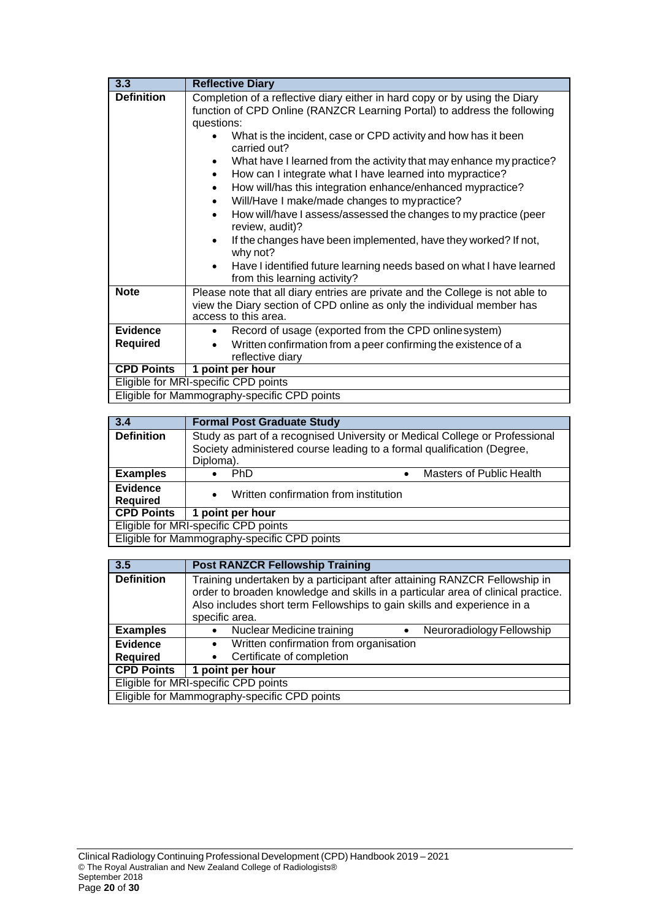| 3.3 | Reflective Diary |
|---|---|
| **Definition** | Completion of a reflective diary either in hard copy or by using the Diary function of CPD Online (RANZCR Learning Portal) to address the following questions:<br>• What is the incident, case or CPD activity and how has it been carried out?<br>• What have I learned from the activity that may enhance my practice?<br>• How can I integrate what I have learned into mypractice?<br>• How will/has this integration enhance/enhanced mypractice?<br>• Will/Have I make/made changes to mypractice?<br>• How will/have I assess/assessed the changes to my practice (peer review, audit)?<br>• If the changes have been implemented, have they worked? If not, why not?<br>• Have I identified future learning needs based on what I have learned from this learning activity? |
| **Note** | Please note that all diary entries are private and the College is not able to view the Diary section of CPD online as only the individual member has access to this area. |
| **Evidence Required** | • Record of usage (exported from the CPD onlinesystem)<br>• Written confirmation from a peer confirming the existence of a reflective diary |
| **CPD Points** | **1 point per hour** |
| Eligible for MRI-specific CPD points | |
| Eligible for Mammography-specific CPD points | |

| 3.4 | Formal Post Graduate Study |
|---|---|
| **Definition** | Study as part of a recognised University or Medical College or Professional Society administered course leading to a formal qualification (Degree, Diploma). |
| **Examples** | • PhD<br>• Masters of Public Health |
| **Evidence Required** | • Written confirmation from institution |
| **CPD Points** | **1 point per hour** |
| Eligible for MRI-specific CPD points | |
| Eligible for Mammography-specific CPD points | |

| 3.5 | Post RANZCR Fellowship Training |
|---|---|
| **Definition** | Training undertaken by a participant after attaining RANZCR Fellowship in order to broaden knowledge and skills in a particular area of clinical practice. Also includes short term Fellowships to gain skills and experience in a specific area. |
| **Examples** | • Nuclear Medicine training<br>• Neuroradiology Fellowship |
| **Evidence Required** | • Written confirmation from organisation<br>• Certificate of completion |
| **CPD Points** | **1 point per hour** |
| Eligible for MRI-specific CPD points | |
| Eligible for Mammography-specific CPD points | |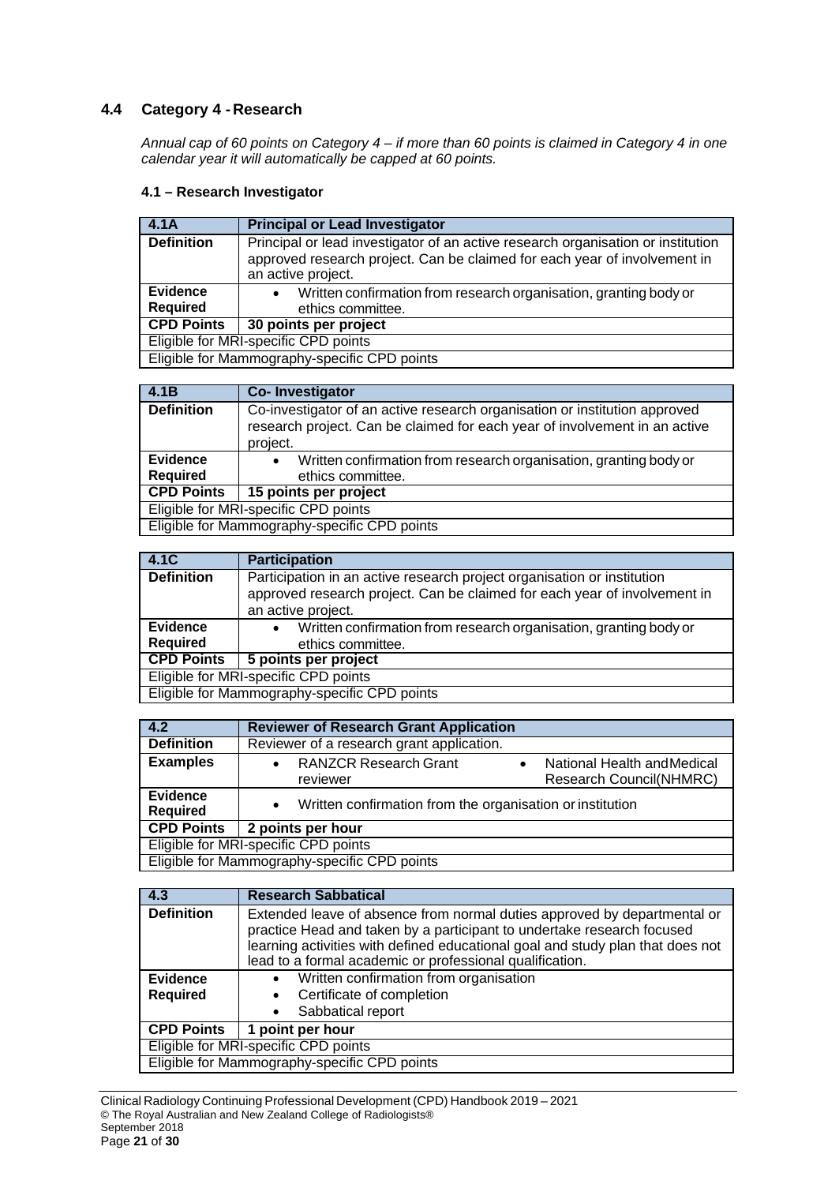## 4.4 Category 4 - Research

*Annual cap of 60 points on Category 4 – if more than 60 points is claimed in Category 4 in one calendar year it will automatically be capped at 60 points.*

#### 4.1 – Research Investigator

| 4.1A | Principal or Lead Investigator |
|---|---|
| **Definition** | Principal or lead investigator of an active research organisation or institution approved research project. Can be claimed for each year of involvement in an active project. |
| **Evidence Required** | • Written confirmation from research organisation, granting body or ethics committee. |
| **CPD Points** | **30 points per project** |
| Eligible for MRI-specific CPD points | |
| Eligible for Mammography-specific CPD points | |

| 4.1B | Co- Investigator |
|---|---|
| **Definition** | Co-investigator of an active research organisation or institution approved research project. Can be claimed for each year of involvement in an active project. |
| **Evidence Required** | • Written confirmation from research organisation, granting body or ethics committee. |
| **CPD Points** | **15 points per project** |
| Eligible for MRI-specific CPD points | |
| Eligible for Mammography-specific CPD points | |

| 4.1C | Participation |
|---|---|
| **Definition** | Participation in an active research project organisation or institution approved research project. Can be claimed for each year of involvement in an active project. |
| **Evidence Required** | • Written confirmation from research organisation, granting body or ethics committee. |
| **CPD Points** | **5 points per project** |
| Eligible for MRI-specific CPD points | |
| Eligible for Mammography-specific CPD points | |

| 4.2 | Reviewer of Research Grant Application |
|---|---|
| **Definition** | Reviewer of a research grant application. |
| **Examples** | • RANZCR Research Grant reviewer • National Health and Medical Research Council(NHMRC) |
| **Evidence Required** | • Written confirmation from the organisation or institution |
| **CPD Points** | **2 points per hour** |
| Eligible for MRI-specific CPD points | |
| Eligible for Mammography-specific CPD points | |

| 4.3 | Research Sabbatical |
|---|---|
| **Definition** | Extended leave of absence from normal duties approved by departmental or practice Head and taken by a participant to undertake research focused learning activities with defined educational goal and study plan that does not lead to a formal academic or professional qualification. |
| **Evidence Required** | • Written confirmation from organisation • Certificate of completion • Sabbatical report |
| **CPD Points** | **1 point per hour** |
| Eligible for MRI-specific CPD points | |
| Eligible for Mammography-specific CPD points | |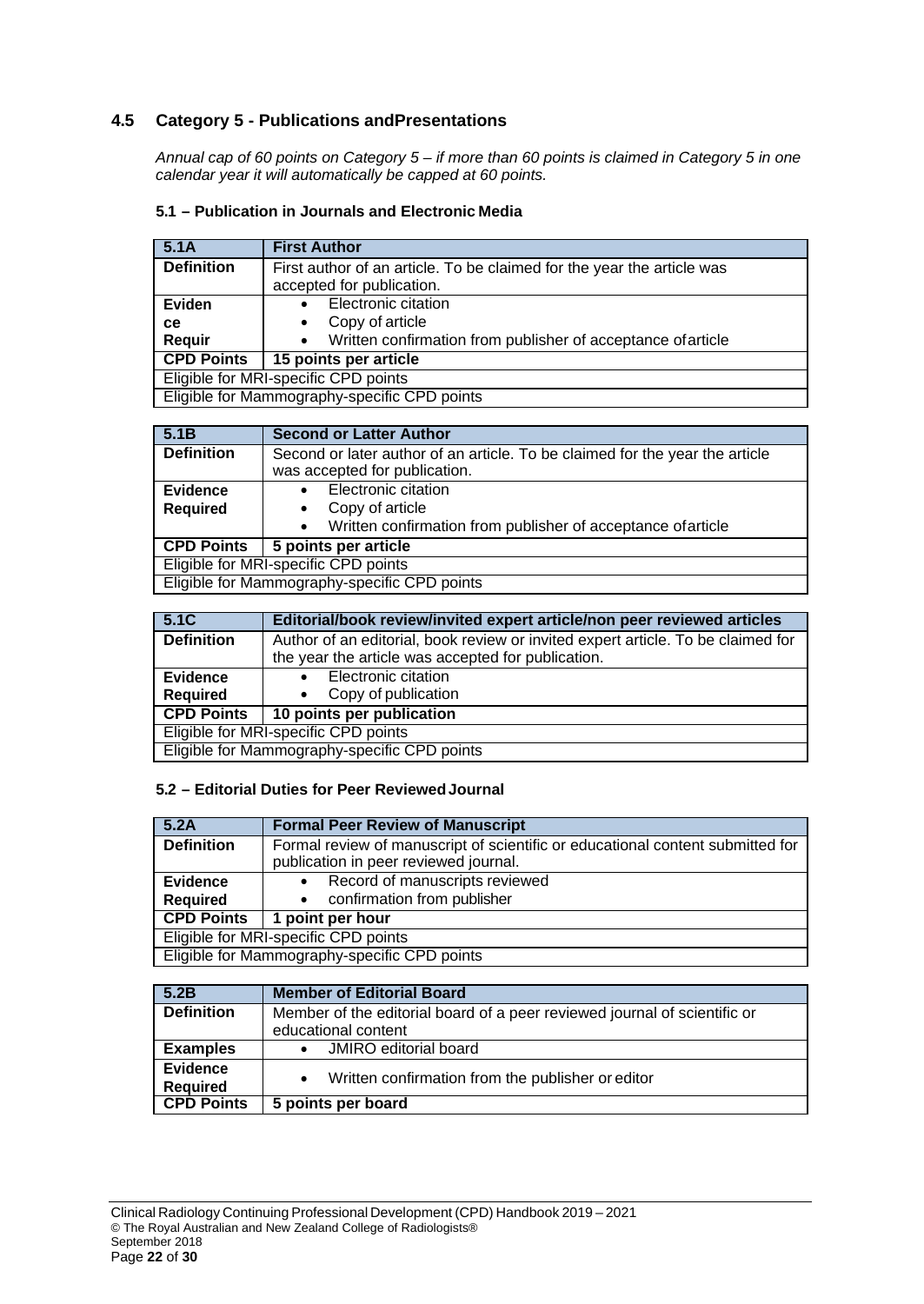## 4.5 Category 5 - Publications andPresentations

*Annual cap of 60 points on Category 5 – if more than 60 points is claimed in Category 5 in one calendar year it will automatically be capped at 60 points.*

### 5.1 – Publication in Journals and Electronic Media

| 5.1A | First Author |
|---|---|
| **Definition** | First author of an article. To be claimed for the year the article was accepted for publication. |
| **Eviden ce Requir** | • Electronic citation<br>• Copy of article<br>• Written confirmation from publisher of acceptance ofarticle |
| **CPD Points** | **15 points per article** |
| Eligible for MRI-specific CPD points | |
| Eligible for Mammography-specific CPD points | |

| 5.1B | Second or Latter Author |
|---|---|
| **Definition** | Second or later author of an article. To be claimed for the year the article was accepted for publication. |
| **Evidence Required** | • Electronic citation<br>• Copy of article<br>• Written confirmation from publisher of acceptance ofarticle |
| **CPD Points** | **5 points per article** |
| Eligible for MRI-specific CPD points | |
| Eligible for Mammography-specific CPD points | |

| 5.1C | Editorial/book review/invited expert article/non peer reviewed articles |
|---|---|
| **Definition** | Author of an editorial, book review or invited expert article. To be claimed for the year the article was accepted for publication. |
| **Evidence Required** | • Electronic citation<br>• Copy of publication |
| **CPD Points** | **10 points per publication** |
| Eligible for MRI-specific CPD points | |
| Eligible for Mammography-specific CPD points | |

### 5.2 – Editorial Duties for Peer Reviewed Journal

| 5.2A | Formal Peer Review of Manuscript |
|---|---|
| **Definition** | Formal review of manuscript of scientific or educational content submitted for publication in peer reviewed journal. |
| **Evidence Required** | • Record of manuscripts reviewed<br>• confirmation from publisher |
| **CPD Points** | **1 point per hour** |
| Eligible for MRI-specific CPD points | |
| Eligible for Mammography-specific CPD points | |

| 5.2B | Member of Editorial Board |
|---|---|
| **Definition** | Member of the editorial board of a peer reviewed journal of scientific or educational content |
| **Examples** | • JMIRO editorial board |
| **Evidence Required** | • Written confirmation from the publisher or editor |
| **CPD Points** | **5 points per board** |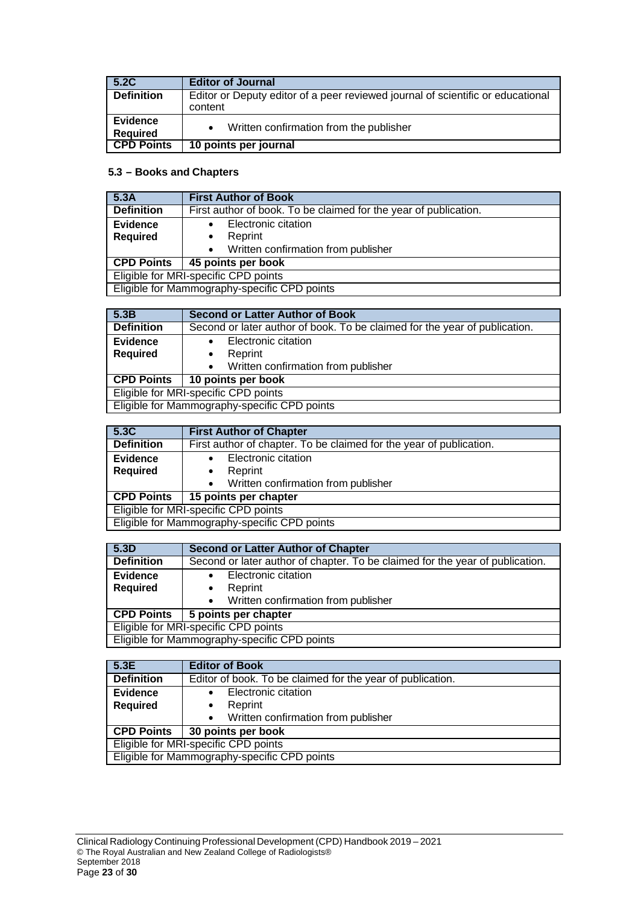| 5.2C | Editor of Journal |
|---|---|
| **Definition** | Editor or Deputy editor of a peer reviewed journal of scientific or educational content |
| **Evidence Required** | • Written confirmation from the publisher |
| **CPD Points** | **10 points per journal** |

### 5.3 – Books and Chapters

| 5.3A | First Author of Book |
|---|---|
| **Definition** | First author of book. To be claimed for the year of publication. |
| **Evidence Required** | • Electronic citation<br>• Reprint<br>• Written confirmation from publisher |
| **CPD Points** | **45 points per book** |
| Eligible for MRI-specific CPD points | |
| Eligible for Mammography-specific CPD points | |

| 5.3B | Second or Latter Author of Book |
|---|---|
| **Definition** | Second or later author of book. To be claimed for the year of publication. |
| **Evidence Required** | • Electronic citation<br>• Reprint<br>• Written confirmation from publisher |
| **CPD Points** | **10 points per book** |
| Eligible for MRI-specific CPD points | |
| Eligible for Mammography-specific CPD points | |

| 5.3C | First Author of Chapter |
|---|---|
| **Definition** | First author of chapter. To be claimed for the year of publication. |
| **Evidence Required** | • Electronic citation<br>• Reprint<br>• Written confirmation from publisher |
| **CPD Points** | **15 points per chapter** |
| Eligible for MRI-specific CPD points | |
| Eligible for Mammography-specific CPD points | |

| 5.3D | Second or Latter Author of Chapter |
|---|---|
| **Definition** | Second or later author of chapter. To be claimed for the year of publication. |
| **Evidence Required** | • Electronic citation<br>• Reprint<br>• Written confirmation from publisher |
| **CPD Points** | **5 points per chapter** |
| Eligible for MRI-specific CPD points | |
| Eligible for Mammography-specific CPD points | |

| 5.3E | Editor of Book |
|---|---|
| **Definition** | Editor of book. To be claimed for the year of publication. |
| **Evidence Required** | • Electronic citation<br>• Reprint<br>• Written confirmation from publisher |
| **CPD Points** | **30 points per book** |
| Eligible for MRI-specific CPD points | |
| Eligible for Mammography-specific CPD points | |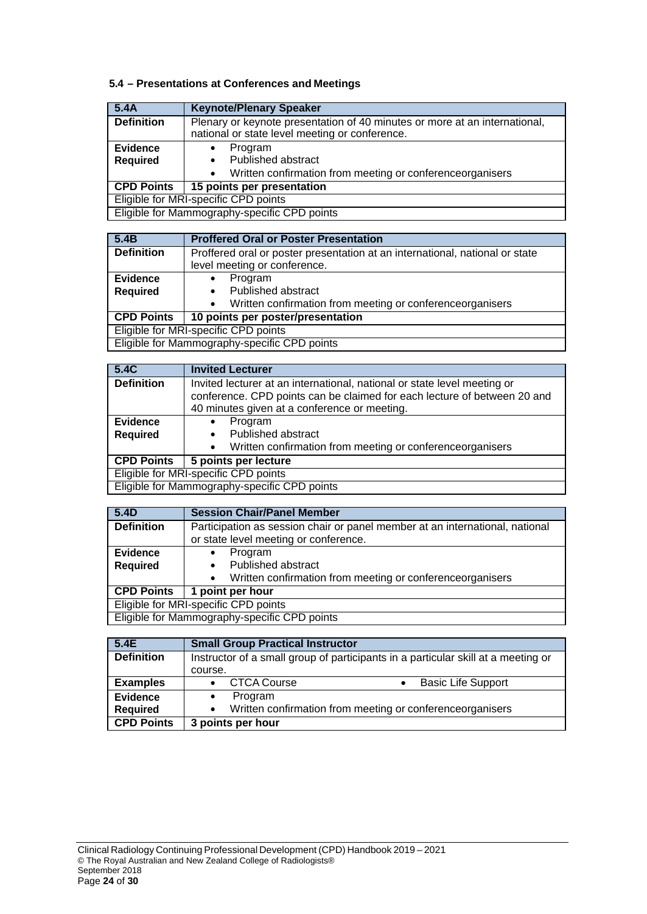### 5.4 – Presentations at Conferences and Meetings

| 5.4A | Keynote/Plenary Speaker |
|---|---|
| **Definition** | Plenary or keynote presentation of 40 minutes or more at an international, national or state level meeting or conference. |
| **Evidence Required** | • Program<br>• Published abstract<br>• Written confirmation from meeting or conferenceorganisers |
| **CPD Points** | **15 points per presentation** |
| Eligible for MRI-specific CPD points | |
| Eligible for Mammography-specific CPD points | |

| 5.4B | Proffered Oral or Poster Presentation |
|---|---|
| **Definition** | Proffered oral or poster presentation at an international, national or state level meeting or conference. |
| **Evidence Required** | • Program<br>• Published abstract<br>• Written confirmation from meeting or conferenceorganisers |
| **CPD Points** | **10 points per poster/presentation** |
| Eligible for MRI-specific CPD points | |
| Eligible for Mammography-specific CPD points | |

| 5.4C | Invited Lecturer |
|---|---|
| **Definition** | Invited lecturer at an international, national or state level meeting or conference. CPD points can be claimed for each lecture of between 20 and 40 minutes given at a conference or meeting. |
| **Evidence Required** | • Program<br>• Published abstract<br>• Written confirmation from meeting or conferenceorganisers |
| **CPD Points** | **5 points per lecture** |
| Eligible for MRI-specific CPD points | |
| Eligible for Mammography-specific CPD points | |

| 5.4D | Session Chair/Panel Member |
|---|---|
| **Definition** | Participation as session chair or panel member at an international, national or state level meeting or conference. |
| **Evidence Required** | • Program<br>• Published abstract<br>• Written confirmation from meeting or conferenceorganisers |
| **CPD Points** | **1 point per hour** |
| Eligible for MRI-specific CPD points | |
| Eligible for Mammography-specific CPD points | |

| 5.4E | Small Group Practical Instructor |
|---|---|
| **Definition** | Instructor of a small group of participants in a particular skill at a meeting or course. |
| **Examples** | • CTCA Course • Basic Life Support |
| **Evidence Required** | • Program<br>• Written confirmation from meeting or conferenceorganisers |
| **CPD Points** | **3 points per hour** |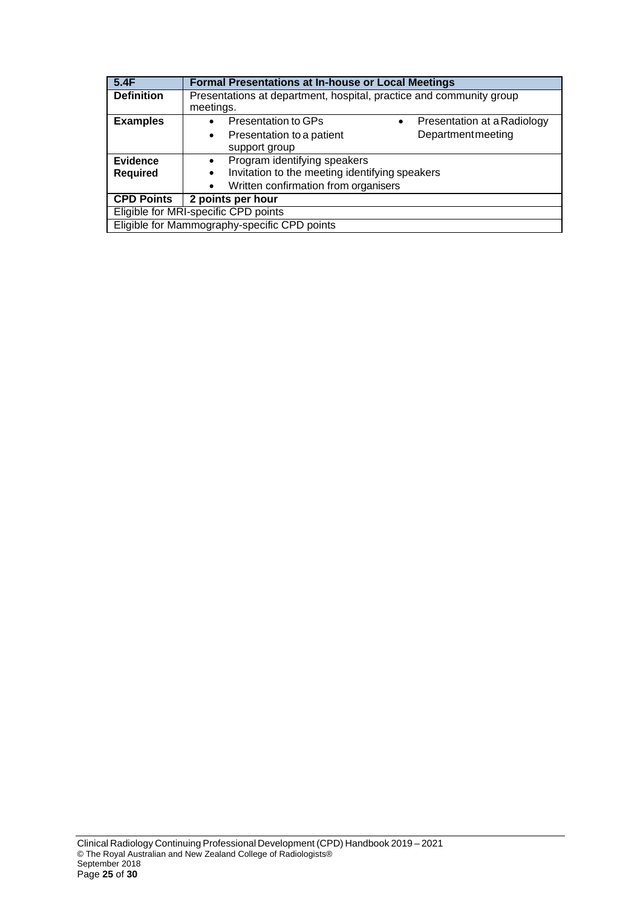| 5.4F | Formal Presentations at In-house or Local Meetings |
|---|---|
| **Definition** | Presentations at department, hospital, practice and community group meetings. |
| **Examples** | • Presentation to GPs<br>• Presentation to a patient support group<br>• Presentation at a Radiology Department meeting |
| **Evidence Required** | • Program identifying speakers<br>• Invitation to the meeting identifying speakers<br>• Written confirmation from organisers |
| **CPD Points** | **2 points per hour** |
| Eligible for MRI-specific CPD points | |
| Eligible for Mammography-specific CPD points | |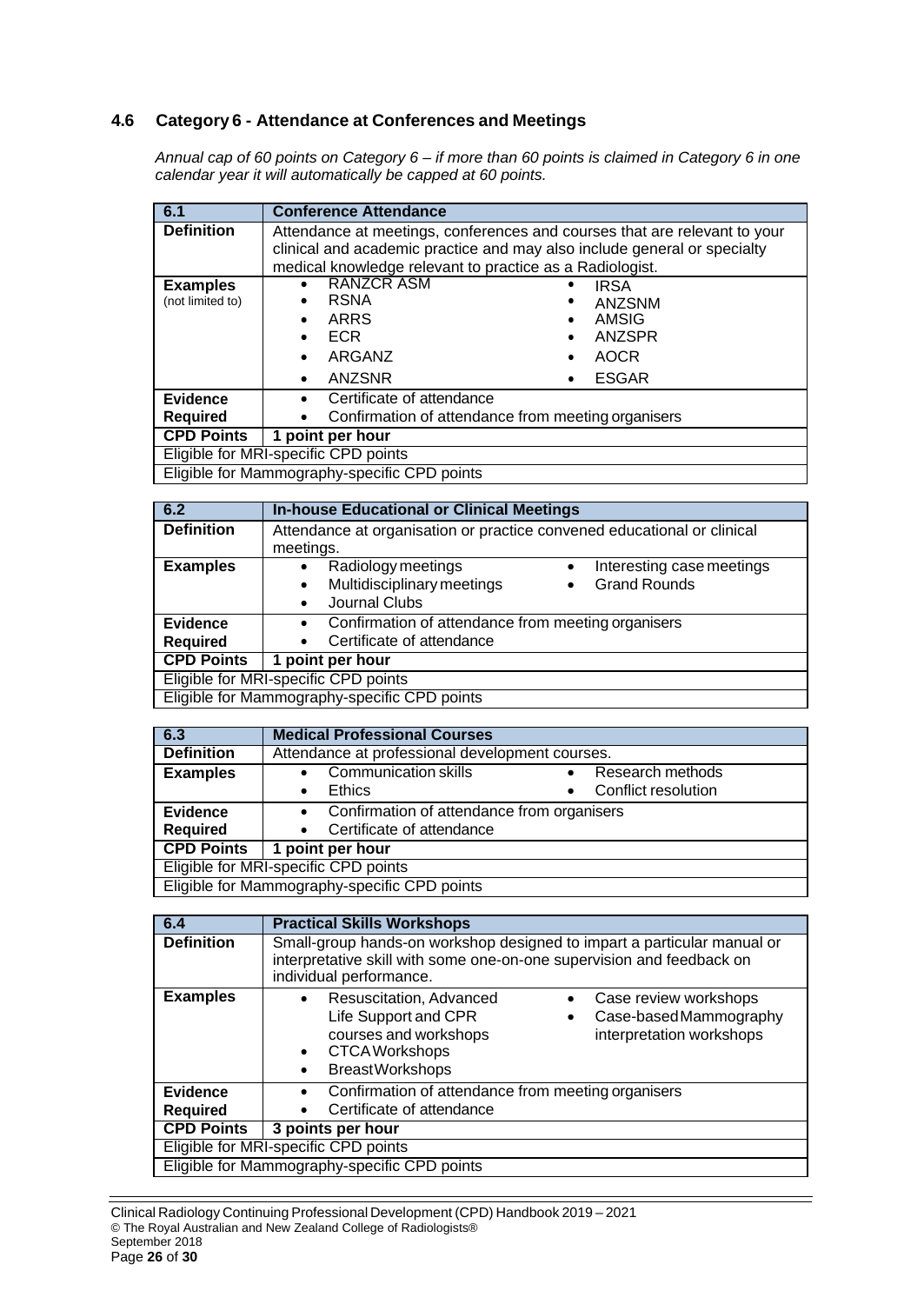### 4.6 Category 6 - Attendance at Conferences and Meetings

*Annual cap of 60 points on Category 6 – if more than 60 points is claimed in Category 6 in one calendar year it will automatically be capped at 60 points.*

| 6.1 | Conference Attendance |
|---|---|
| **Definition** | Attendance at meetings, conferences and courses that are relevant to your clinical and academic practice and may also include general or specialty medical knowledge relevant to practice as a Radiologist. |
| **Examples** (not limited to) | • RANZCR ASM<br>• RSNA<br>• ARRS<br>• ECR<br>• ARGANZ<br>• ANZSNR<br>• IRSA<br>• ANZSNM<br>• AMSIG<br>• ANZSPR<br>• AOCR<br>• ESGAR |
| **Evidence Required** | • Certificate of attendance<br>• Confirmation of attendance from meeting organisers |
| **CPD Points** | **1 point per hour** |
| Eligible for MRI-specific CPD points | |
| Eligible for Mammography-specific CPD points | |

| 6.2 | In-house Educational or Clinical Meetings |
|---|---|
| **Definition** | Attendance at organisation or practice convened educational or clinical meetings. |
| **Examples** | • Radiology meetings<br>• Multidisciplinary meetings<br>• Journal Clubs<br>• Interesting case meetings<br>• Grand Rounds |
| **Evidence Required** | • Confirmation of attendance from meeting organisers<br>• Certificate of attendance |
| **CPD Points** | **1 point per hour** |
| Eligible for MRI-specific CPD points | |
| Eligible for Mammography-specific CPD points | |

| 6.3 | Medical Professional Courses |
|---|---|
| **Definition** | Attendance at professional development courses. |
| **Examples** | • Communication skills<br>• Ethics<br>• Research methods<br>• Conflict resolution |
| **Evidence Required** | • Confirmation of attendance from organisers<br>• Certificate of attendance |
| **CPD Points** | **1 point per hour** |
| Eligible for MRI-specific CPD points | |
| Eligible for Mammography-specific CPD points | |

| 6.4 | Practical Skills Workshops |
|---|---|
| **Definition** | Small-group hands-on workshop designed to impart a particular manual or interpretative skill with some one-on-one supervision and feedback on individual performance. |
| **Examples** | • Resuscitation, Advanced Life Support and CPR courses and workshops<br>• CTCA Workshops<br>• Breast Workshops<br>• Case review workshops<br>• Case-based Mammography interpretation workshops |
| **Evidence Required** | • Confirmation of attendance from meeting organisers<br>• Certificate of attendance |
| **CPD Points** | **3 points per hour** |
| Eligible for MRI-specific CPD points | |
| Eligible for Mammography-specific CPD points | |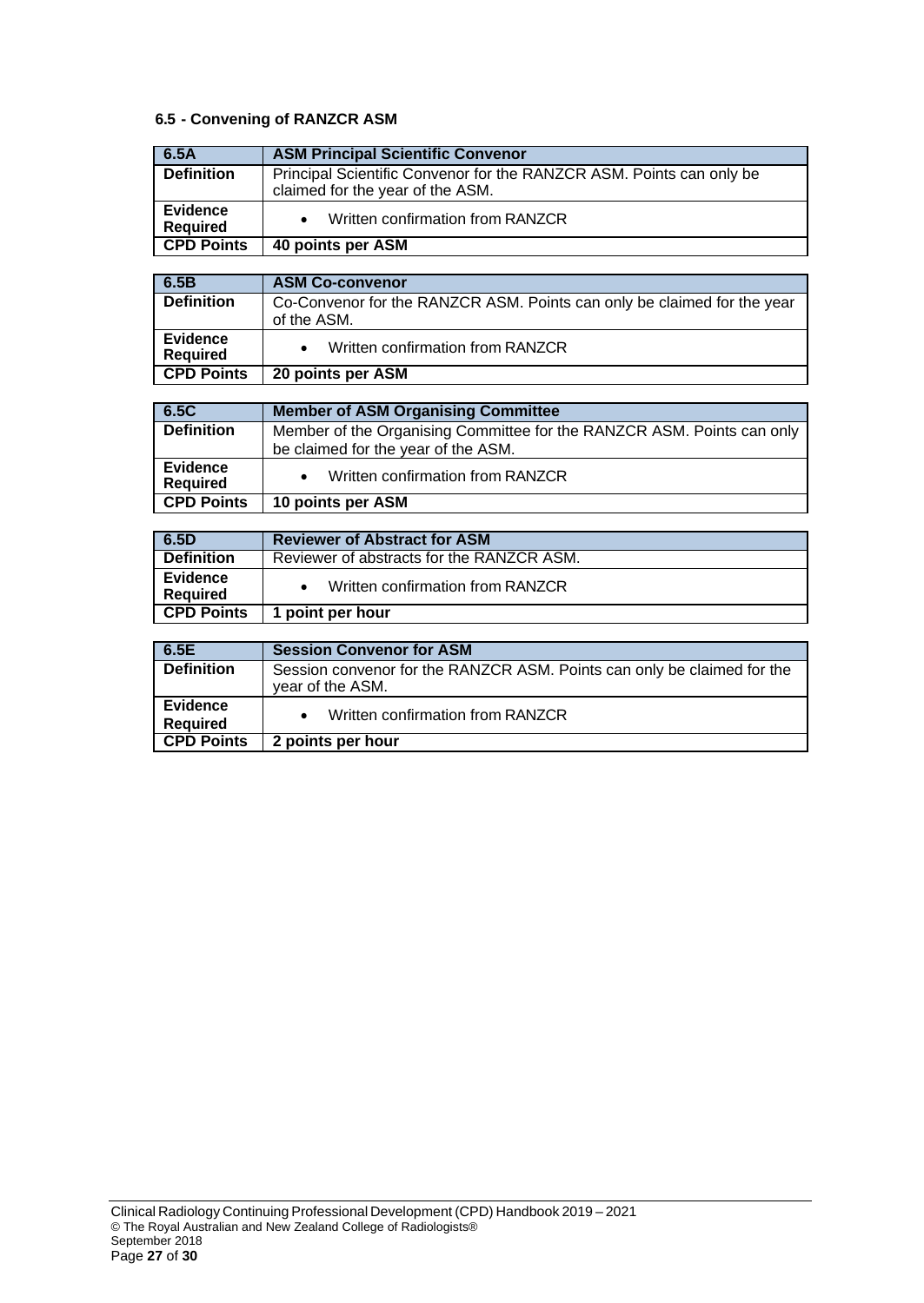### 6.5 - Convening of RANZCR ASM

| 6.5A | ASM Principal Scientific Convenor |
|---|---|
| Definition | Principal Scientific Convenor for the RANZCR ASM. Points can only be claimed for the year of the ASM. |
| Evidence Required | • Written confirmation from RANZCR |
| CPD Points | **40 points per ASM** |

| 6.5B | ASM Co-convenor |
|---|---|
| Definition | Co-Convenor for the RANZCR ASM. Points can only be claimed for the year of the ASM. |
| Evidence Required | • Written confirmation from RANZCR |
| CPD Points | **20 points per ASM** |

| 6.5C | Member of ASM Organising Committee |
|---|---|
| Definition | Member of the Organising Committee for the RANZCR ASM. Points can only be claimed for the year of the ASM. |
| Evidence Required | • Written confirmation from RANZCR |
| CPD Points | **10 points per ASM** |

| 6.5D | Reviewer of Abstract for ASM |
|---|---|
| Definition | Reviewer of abstracts for the RANZCR ASM. |
| Evidence Required | • Written confirmation from RANZCR |
| CPD Points | **1 point per hour** |

| 6.5E | Session Convenor for ASM |
|---|---|
| Definition | Session convenor for the RANZCR ASM. Points can only be claimed for the year of the ASM. |
| Evidence Required | • Written confirmation from RANZCR |
| CPD Points | **2 points per hour** |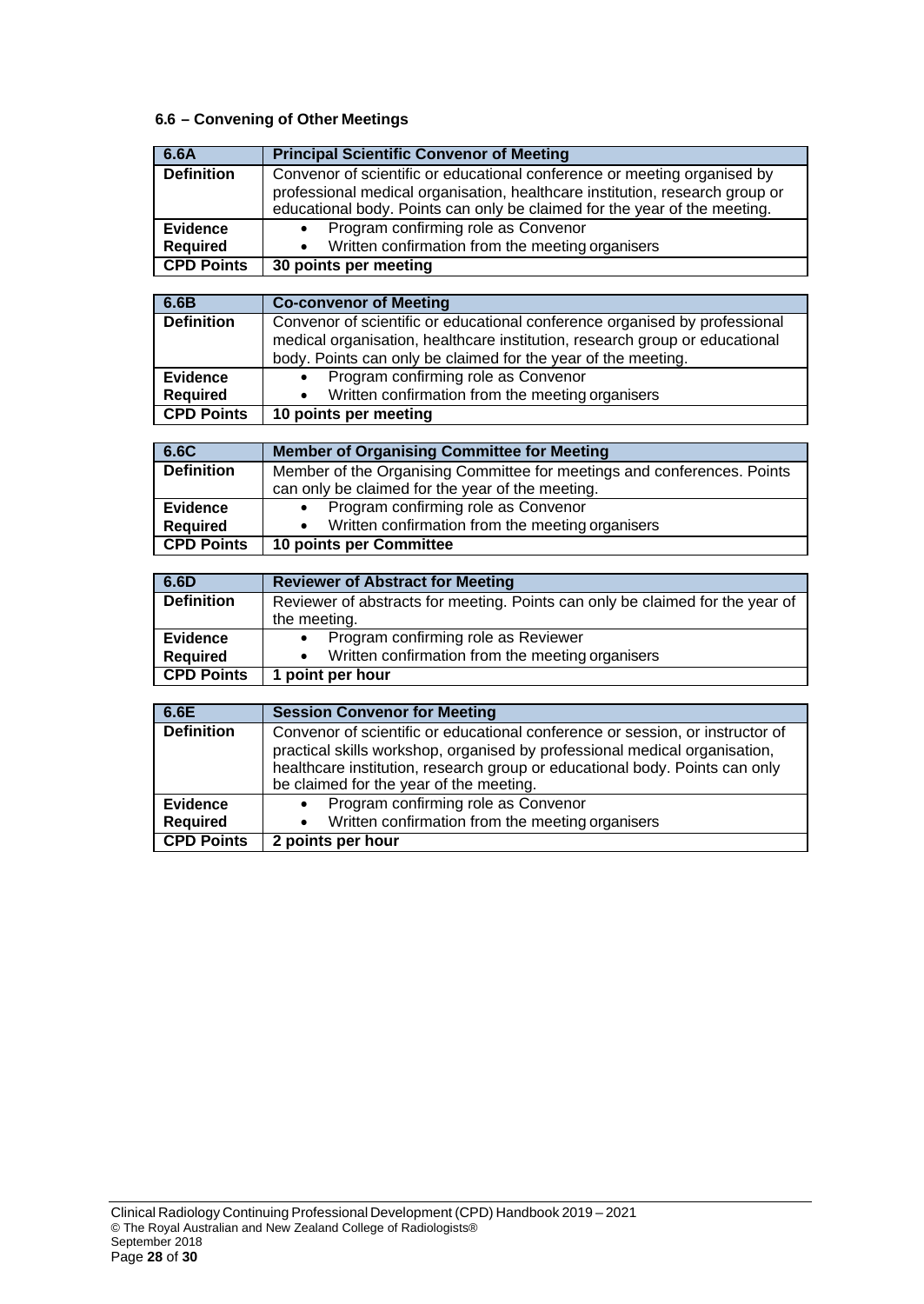### 6.6 – Convening of Other Meetings

| 6.6A | Principal Scientific Convenor of Meeting |
|---|---|
| **Definition** | Convenor of scientific or educational conference or meeting organised by professional medical organisation, healthcare institution, research group or educational body. Points can only be claimed for the year of the meeting. |
| **Evidence Required** | • Program confirming role as Convenor<br>• Written confirmation from the meeting organisers |
| **CPD Points** | **30 points per meeting** |

| 6.6B | Co-convenor of Meeting |
|---|---|
| **Definition** | Convenor of scientific or educational conference organised by professional medical organisation, healthcare institution, research group or educational body. Points can only be claimed for the year of the meeting. |
| **Evidence Required** | • Program confirming role as Convenor<br>• Written confirmation from the meeting organisers |
| **CPD Points** | **10 points per meeting** |

| 6.6C | Member of Organising Committee for Meeting |
|---|---|
| **Definition** | Member of the Organising Committee for meetings and conferences. Points can only be claimed for the year of the meeting. |
| **Evidence Required** | • Program confirming role as Convenor<br>• Written confirmation from the meeting organisers |
| **CPD Points** | **10 points per Committee** |

| 6.6D | Reviewer of Abstract for Meeting |
|---|---|
| **Definition** | Reviewer of abstracts for meeting. Points can only be claimed for the year of the meeting. |
| **Evidence Required** | • Program confirming role as Reviewer<br>• Written confirmation from the meeting organisers |
| **CPD Points** | **1 point per hour** |

| 6.6E | Session Convenor for Meeting |
|---|---|
| **Definition** | Convenor of scientific or educational conference or session, or instructor of practical skills workshop, organised by professional medical organisation, healthcare institution, research group or educational body. Points can only be claimed for the year of the meeting. |
| **Evidence Required** | • Program confirming role as Convenor<br>• Written confirmation from the meeting organisers |
| **CPD Points** | **2 points per hour** |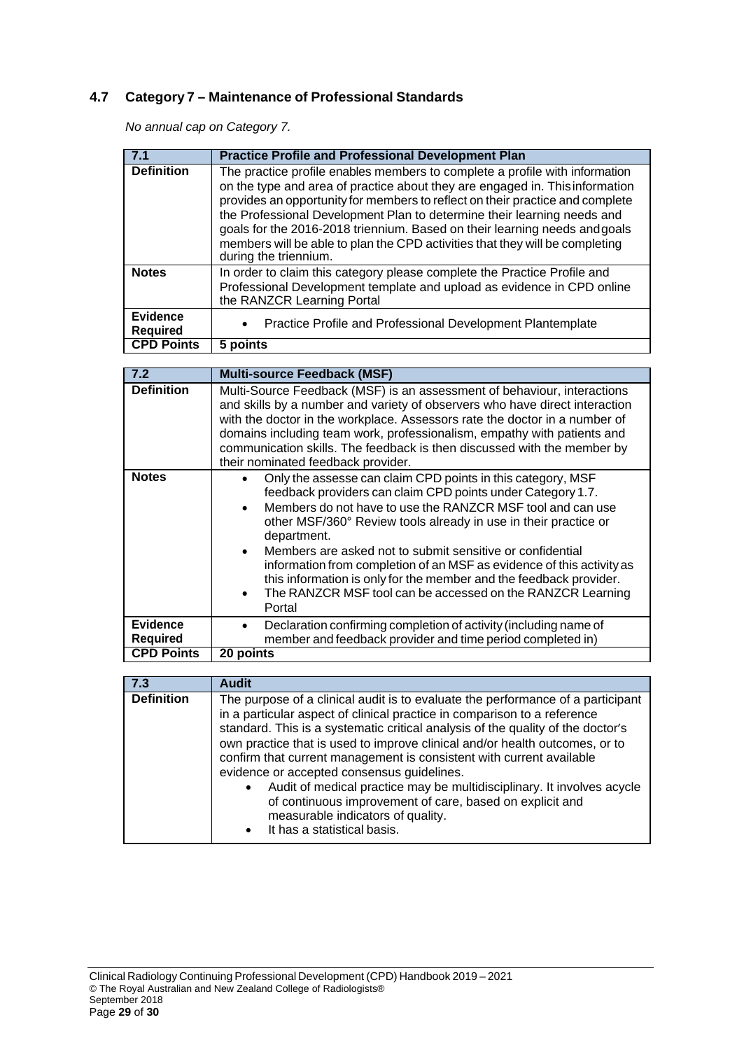## 4.7 Category 7 – Maintenance of Professional Standards

*No annual cap on Category 7.*

| 7.1 | Practice Profile and Professional Development Plan |
|---|---|
| **Definition** | The practice profile enables members to complete a profile with information on the type and area of practice about they are engaged in. This information provides an opportunity for members to reflect on their practice and complete the Professional Development Plan to determine their learning needs and goals for the 2016-2018 triennium. Based on their learning needs and goals members will be able to plan the CPD activities that they will be completing during the triennium. |
| **Notes** | In order to claim this category please complete the Practice Profile and Professional Development template and upload as evidence in CPD online the RANZCR Learning Portal |
| **Evidence Required** | • Practice Profile and Professional Development Plan template |
| **CPD Points** | **5 points** |

| 7.2 | Multi-source Feedback (MSF) |
|---|---|
| **Definition** | Multi-Source Feedback (MSF) is an assessment of behaviour, interactions and skills by a number and variety of observers who have direct interaction with the doctor in the workplace. Assessors rate the doctor in a number of domains including team work, professionalism, empathy with patients and communication skills. The feedback is then discussed with the member by their nominated feedback provider. |
| **Notes** | • Only the assesse can claim CPD points in this category, MSF feedback providers can claim CPD points under Category 1.7.<br>• Members do not have to use the RANZCR MSF tool and can use other MSF/360° Review tools already in use in their practice or department.<br>• Members are asked not to submit sensitive or confidential information from completion of an MSF as evidence of this activity as this information is only for the member and the feedback provider.<br>• The RANZCR MSF tool can be accessed on the RANZCR Learning Portal |
| **Evidence Required** | • Declaration confirming completion of activity (including name of member and feedback provider and time period completed in) |
| **CPD Points** | **20 points** |

| 7.3 | Audit |
|---|---|
| **Definition** | The purpose of a clinical audit is to evaluate the performance of a participant in a particular aspect of clinical practice in comparison to a reference standard. This is a systematic critical analysis of the quality of the doctor's own practice that is used to improve clinical and/or health outcomes, or to confirm that current management is consistent with current available evidence or accepted consensus guidelines.<br>• Audit of medical practice may be multidisciplinary. It involves a cycle of continuous improvement of care, based on explicit and measurable indicators of quality.<br>• It has a statistical basis. |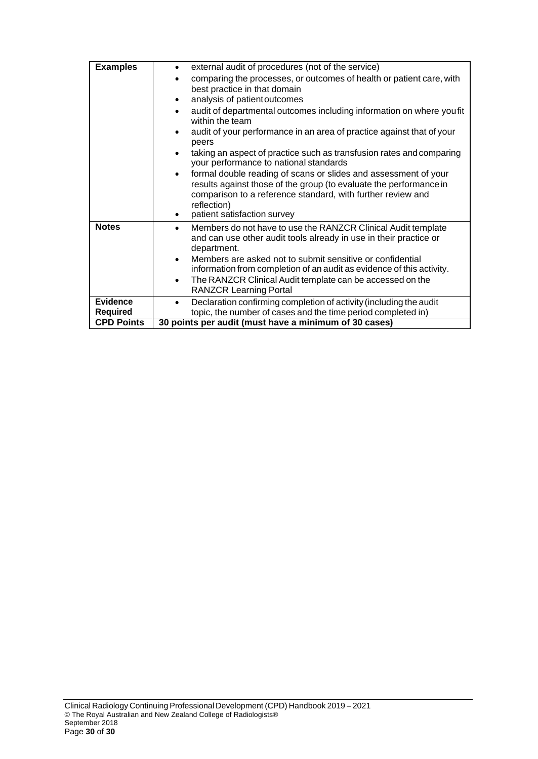| | |
|---|---|
| **Examples** | • external audit of procedures (not of the service)<br>• comparing the processes, or outcomes of health or patient care, with best practice in that domain<br>• analysis of patient outcomes<br>• audit of departmental outcomes including information on where you fit within the team<br>• audit of your performance in an area of practice against that of your peers<br>• taking an aspect of practice such as transfusion rates and comparing your performance to national standards<br>• formal double reading of scans or slides and assessment of your results against those of the group (to evaluate the performance in comparison to a reference standard, with further review and reflection)<br>• patient satisfaction survey |
| **Notes** | • Members do not have to use the RANZCR Clinical Audit template and can use other audit tools already in use in their practice or department.<br>• Members are asked not to submit sensitive or confidential information from completion of an audit as evidence of this activity.<br>• The RANZCR Clinical Audit template can be accessed on the RANZCR Learning Portal |
| **Evidence Required** | • Declaration confirming completion of activity (including the audit topic, the number of cases and the time period completed in) |
| **CPD Points** | **30 points per audit (must have a minimum of 30 cases)** |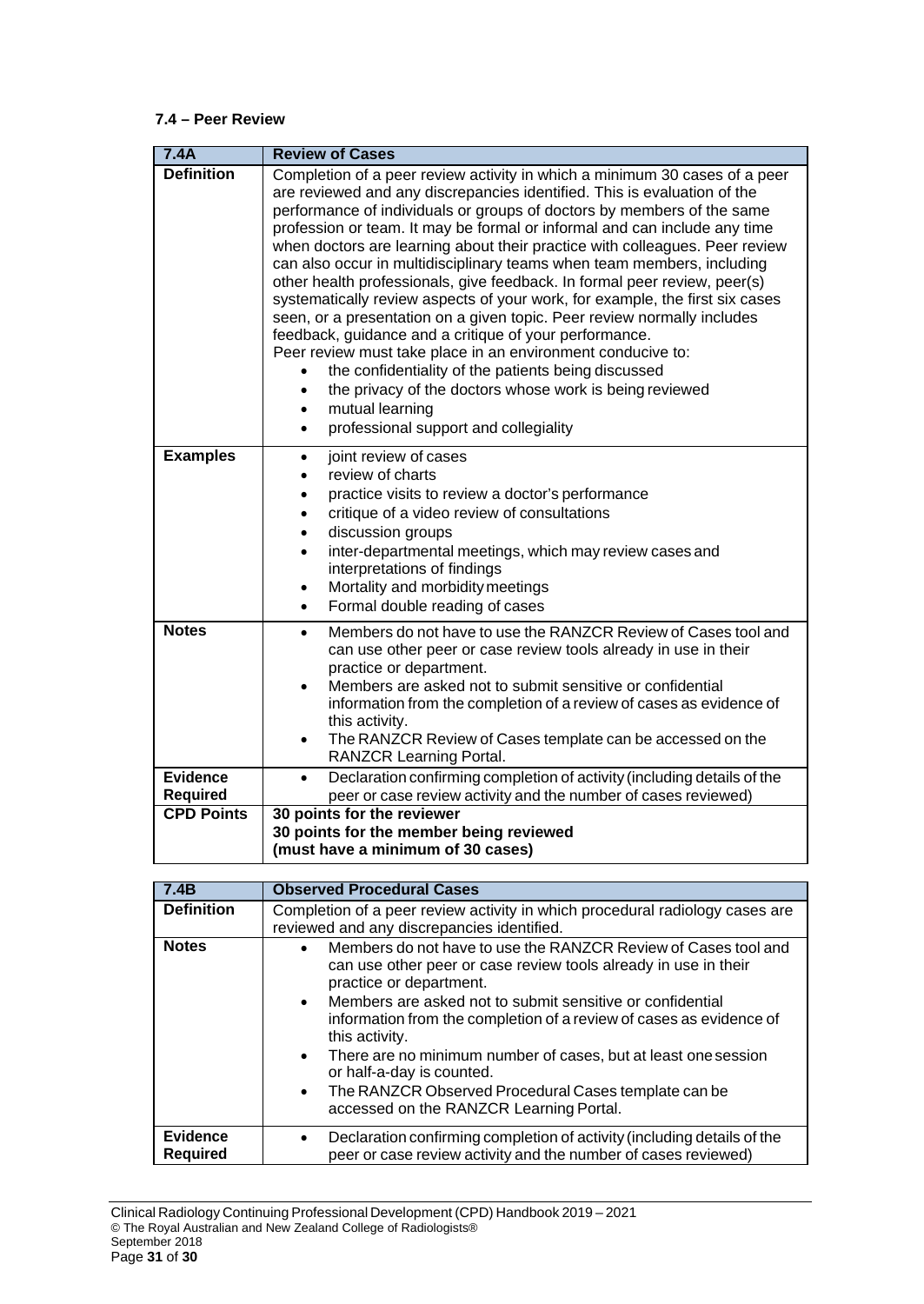### 7.4 – Peer Review

| 7.4A | Review of Cases |
|---|---|
| **Definition** | Completion of a peer review activity in which a minimum 30 cases of a peer are reviewed and any discrepancies identified. This is evaluation of the performance of individuals or groups of doctors by members of the same profession or team. It may be formal or informal and can include any time when doctors are learning about their practice with colleagues. Peer review can also occur in multidisciplinary teams when team members, including other health professionals, give feedback. In formal peer review, peer(s) systematically review aspects of your work, for example, the first six cases seen, or a presentation on a given topic. Peer review normally includes feedback, guidance and a critique of your performance.<br>Peer review must take place in an environment conducive to:<br>• the confidentiality of the patients being discussed<br>• the privacy of the doctors whose work is being reviewed<br>• mutual learning<br>• professional support and collegiality |
| **Examples** | • joint review of cases<br>• review of charts<br>• practice visits to review a doctor's performance<br>• critique of a video review of consultations<br>• discussion groups<br>• inter-departmental meetings, which may review cases and interpretations of findings<br>• Mortality and morbidity meetings<br>• Formal double reading of cases |
| **Notes** | • Members do not have to use the RANZCR Review of Cases tool and can use other peer or case review tools already in use in their practice or department.<br>• Members are asked not to submit sensitive or confidential information from the completion of a review of cases as evidence of this activity.<br>• The RANZCR Review of Cases template can be accessed on the RANZCR Learning Portal. |
| **Evidence Required** | • Declaration confirming completion of activity (including details of the peer or case review activity and the number of cases reviewed) |
| **CPD Points** | **30 points for the reviewer**<br>**30 points for the member being reviewed**<br>**(must have a minimum of 30 cases)** |

| 7.4B | Observed Procedural Cases |
|---|---|
| **Definition** | Completion of a peer review activity in which procedural radiology cases are reviewed and any discrepancies identified. |
| **Notes** | • Members do not have to use the RANZCR Review of Cases tool and can use other peer or case review tools already in use in their practice or department.<br>• Members are asked not to submit sensitive or confidential information from the completion of a review of cases as evidence of this activity.<br>• There are no minimum number of cases, but at least one session or half-a-day is counted.<br>• The RANZCR Observed Procedural Cases template can be accessed on the RANZCR Learning Portal. |
| **Evidence Required** | • Declaration confirming completion of activity (including details of the peer or case review activity and the number of cases reviewed) |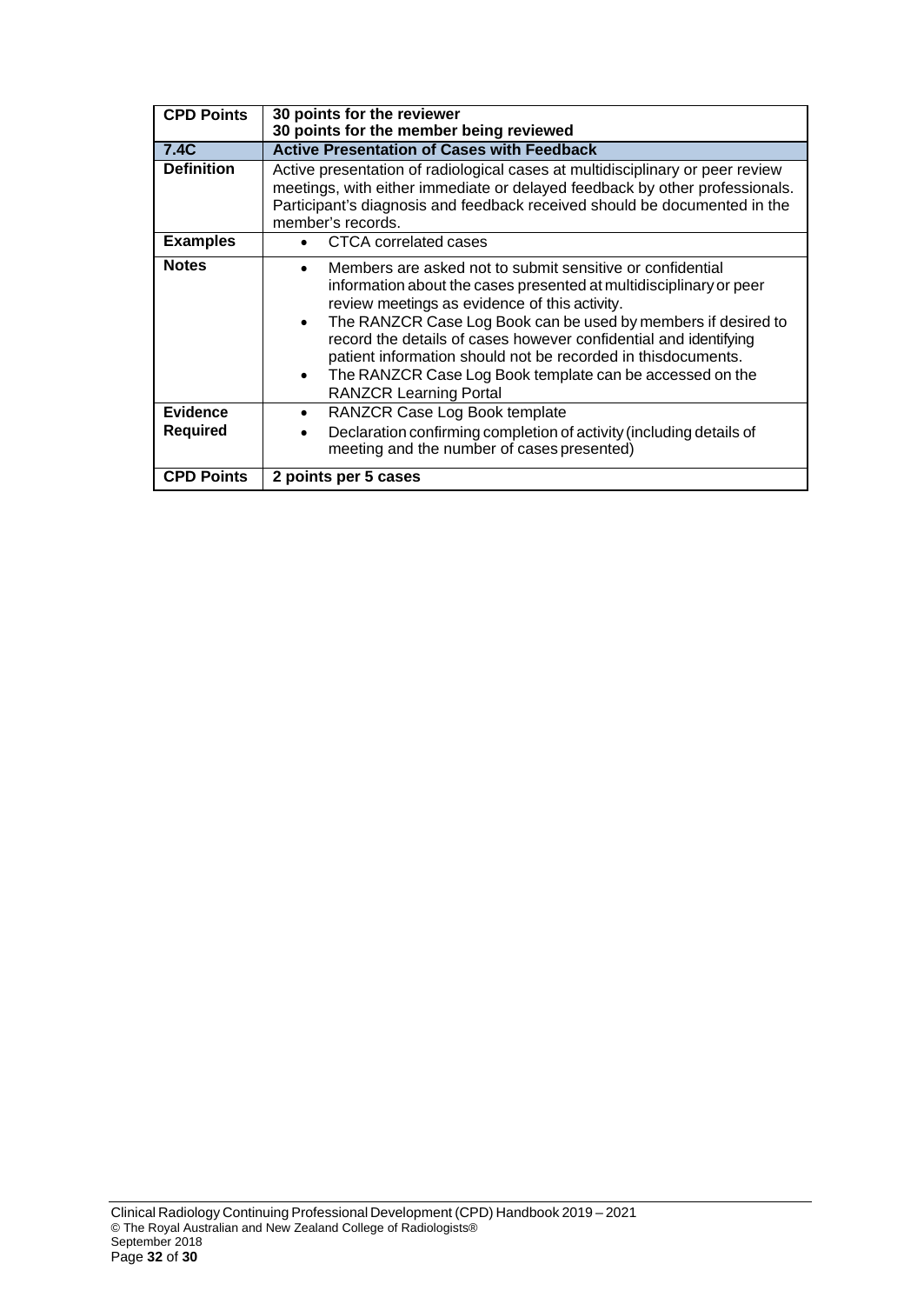| **CPD Points** | **30 points for the reviewer**<br>**30 points for the member being reviewed** |
|---|---|
| **7.4C** | **Active Presentation of Cases with Feedback** |
| **Definition** | Active presentation of radiological cases at multidisciplinary or peer review meetings, with either immediate or delayed feedback by other professionals. Participant's diagnosis and feedback received should be documented in the member's records. |
| **Examples** | • CTCA correlated cases |
| **Notes** | • Members are asked not to submit sensitive or confidential information about the cases presented at multidisciplinary or peer review meetings as evidence of this activity.<br>• The RANZCR Case Log Book can be used by members if desired to record the details of cases however confidential and identifying patient information should not be recorded in thisdocuments.<br>• The RANZCR Case Log Book template can be accessed on the RANZCR Learning Portal |
| **Evidence Required** | • RANZCR Case Log Book template<br>• Declaration confirming completion of activity (including details of meeting and the number of cases presented) |
| **CPD Points** | **2 points per 5 cases** |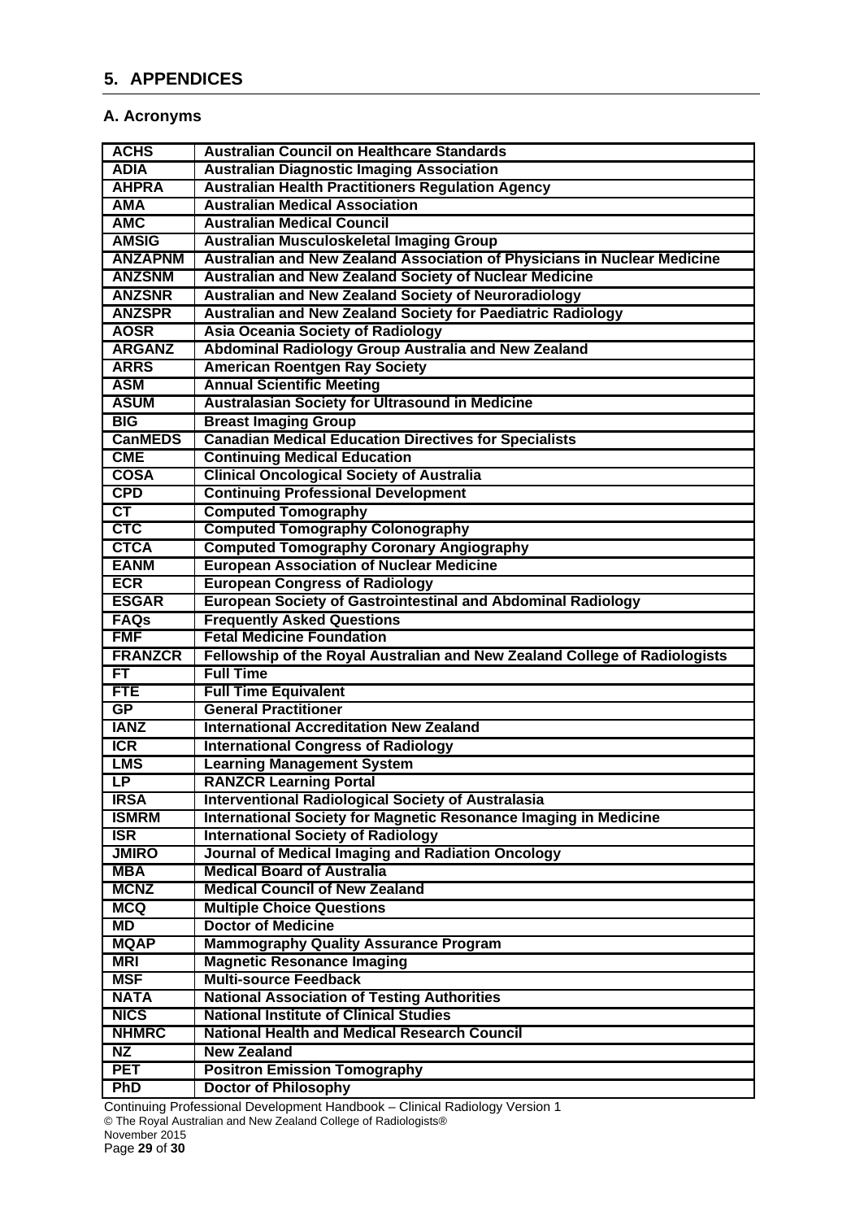## 5. APPENDICES

### A. Acronyms

| | |
|---|---|
| **ACHS** | **Australian Council on Healthcare Standards** |
| **ADIA** | **Australian Diagnostic Imaging Association** |
| **AHPRA** | **Australian Health Practitioners Regulation Agency** |
| **AMA** | **Australian Medical Association** |
| **AMC** | **Australian Medical Council** |
| **AMSIG** | **Australian Musculoskeletal Imaging Group** |
| **ANZAPNM** | **Australian and New Zealand Association of Physicians in Nuclear Medicine** |
| **ANZSNM** | **Australian and New Zealand Society of Nuclear Medicine** |
| **ANZSNR** | **Australian and New Zealand Society of Neuroradiology** |
| **ANZSPR** | **Australian and New Zealand Society for Paediatric Radiology** |
| **AOSR** | **Asia Oceania Society of Radiology** |
| **ARGANZ** | **Abdominal Radiology Group Australia and New Zealand** |
| **ARRS** | **American Roentgen Ray Society** |
| **ASM** | **Annual Scientific Meeting** |
| **ASUM** | **Australasian Society for Ultrasound in Medicine** |
| **BIG** | **Breast Imaging Group** |
| **CanMEDS** | **Canadian Medical Education Directives for Specialists** |
| **CME** | **Continuing Medical Education** |
| **COSA** | **Clinical Oncological Society of Australia** |
| **CPD** | **Continuing Professional Development** |
| **CT** | **Computed Tomography** |
| **CTC** | **Computed Tomography Colonography** |
| **CTCA** | **Computed Tomography Coronary Angiography** |
| **EANM** | **European Association of Nuclear Medicine** |
| **ECR** | **European Congress of Radiology** |
| **ESGAR** | **European Society of Gastrointestinal and Abdominal Radiology** |
| **FAQs** | **Frequently Asked Questions** |
| **FMF** | **Fetal Medicine Foundation** |
| **FRANZCR** | **Fellowship of the Royal Australian and New Zealand College of Radiologists** |
| **FT** | **Full Time** |
| **FTE** | **Full Time Equivalent** |
| **GP** | **General Practitioner** |
| **IANZ** | **International Accreditation New Zealand** |
| **ICR** | **International Congress of Radiology** |
| **LMS** | **Learning Management System** |
| **LP** | **RANZCR Learning Portal** |
| **IRSA** | **Interventional Radiological Society of Australasia** |
| **ISMRM** | **International Society for Magnetic Resonance Imaging in Medicine** |
| **ISR** | **International Society of Radiology** |
| **JMIRO** | **Journal of Medical Imaging and Radiation Oncology** |
| **MBA** | **Medical Board of Australia** |
| **MCNZ** | **Medical Council of New Zealand** |
| **MCQ** | **Multiple Choice Questions** |
| **MD** | **Doctor of Medicine** |
| **MQAP** | **Mammography Quality Assurance Program** |
| **MRI** | **Magnetic Resonance Imaging** |
| **MSF** | **Multi-source Feedback** |
| **NATA** | **National Association of Testing Authorities** |
| **NICS** | **National Institute of Clinical Studies** |
| **NHMRC** | **National Health and Medical Research Council** |
| **NZ** | **New Zealand** |
| **PET** | **Positron Emission Tomography** |
| **PhD** | **Doctor of Philosophy** |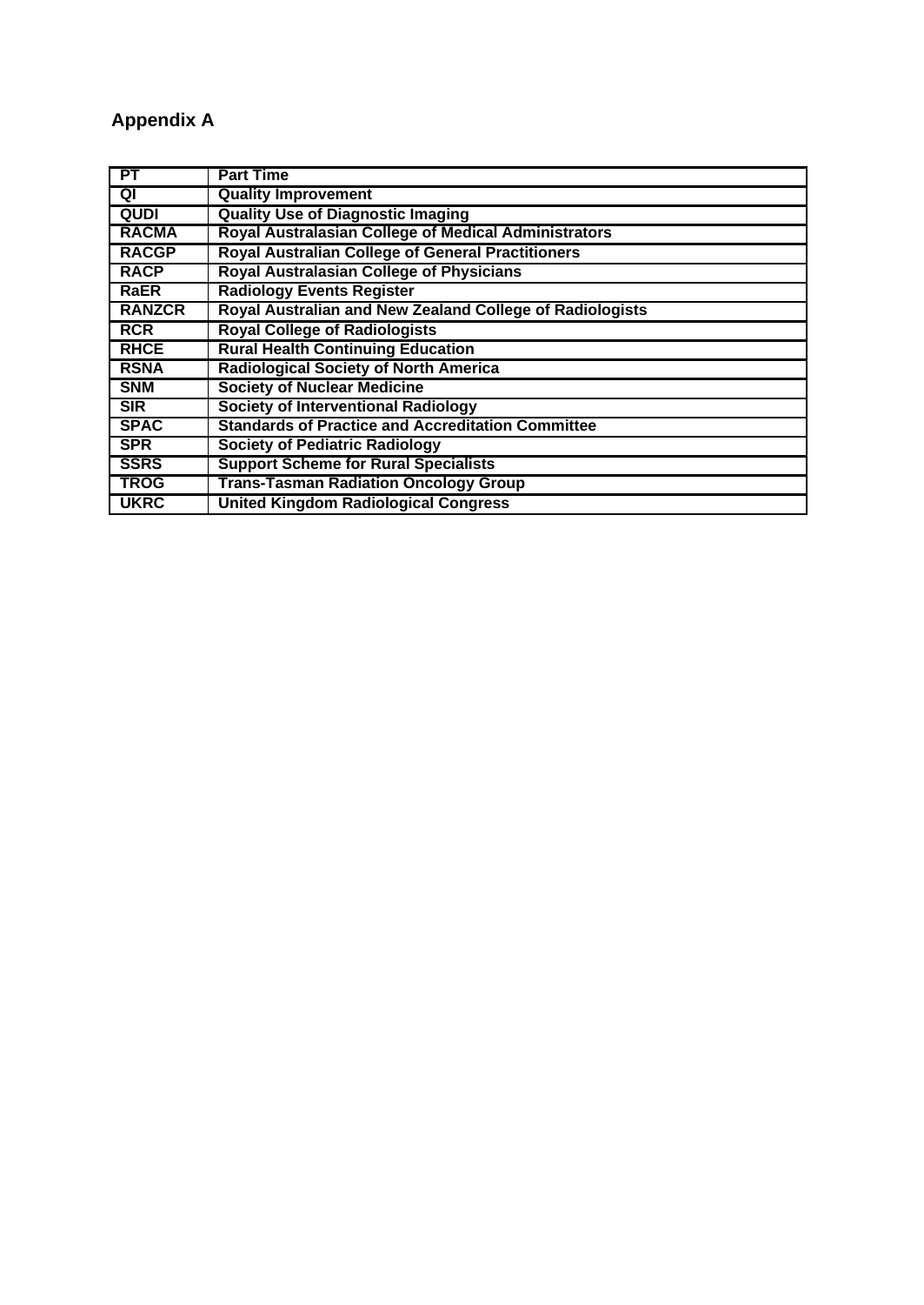## Appendix A

| | |
|---|---|
| **PT** | **Part Time** |
| **QI** | **Quality Improvement** |
| **QUDI** | **Quality Use of Diagnostic Imaging** |
| **RACMA** | **Royal Australasian College of Medical Administrators** |
| **RACGP** | **Royal Australian College of General Practitioners** |
| **RACP** | **Royal Australasian College of Physicians** |
| **RaER** | **Radiology Events Register** |
| **RANZCR** | **Royal Australian and New Zealand College of Radiologists** |
| **RCR** | **Royal College of Radiologists** |
| **RHCE** | **Rural Health Continuing Education** |
| **RSNA** | **Radiological Society of North America** |
| **SNM** | **Society of Nuclear Medicine** |
| **SIR** | **Society of Interventional Radiology** |
| **SPAC** | **Standards of Practice and Accreditation Committee** |
| **SPR** | **Society of Pediatric Radiology** |
| **SSRS** | **Support Scheme for Rural Specialists** |
| **TROG** | **Trans-Tasman Radiation Oncology Group** |
| **UKRC** | **United Kingdom Radiological Congress** |